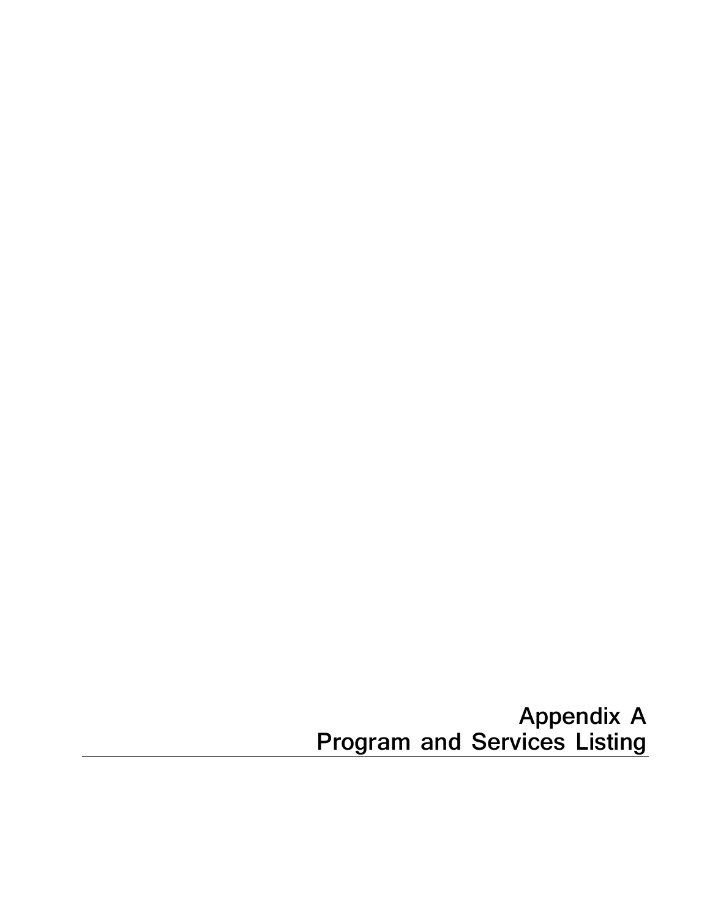# Appendix A
# Program and Services Listing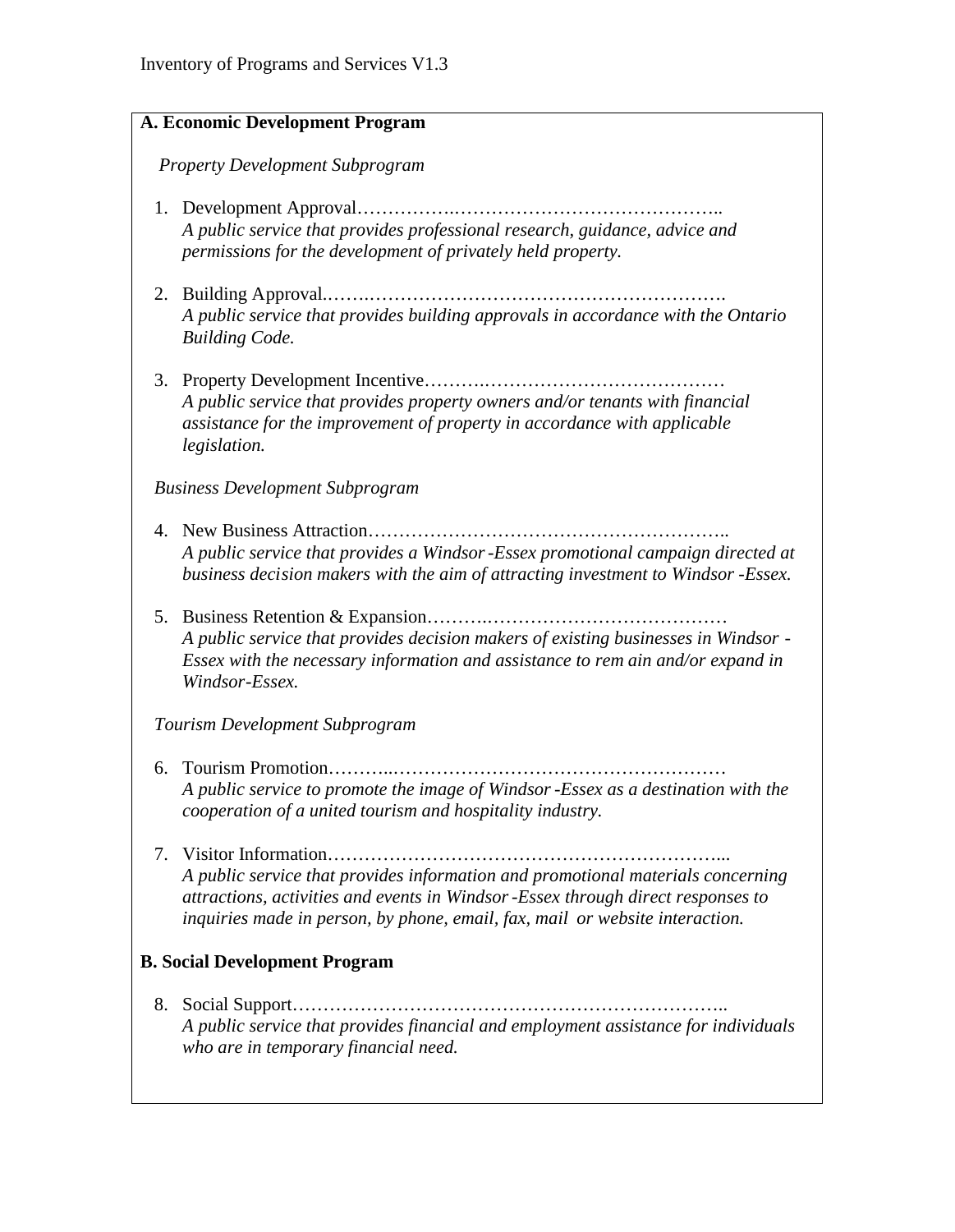## A. Economic Development Program

*Property Development Subprogram*

1. Development Approval……………..……………………………………..
   *A public service that provides professional research, guidance, advice and permissions for the development of privately held property.*

2. Building Approval.…….…………………………………………………….
   *A public service that provides building approvals in accordance with the Ontario Building Code.*

3. Property Development Incentive……….………………………………………
   *A public service that provides property owners and/or tenants with financial assistance for the improvement of property in accordance with applicable legislation.*

*Business Development Subprogram*

4. New Business Attraction…………………………………………………..
   *A public service that provides a Windsor-Essex promotional campaign directed at business decision makers with the aim of attracting investment to Windsor-Essex.*

5. Business Retention & Expansion……….…………………………………
   *A public service that provides decision makers of existing businesses in Windsor-Essex with the necessary information and assistance to remain and/or expand in Windsor-Essex.*

*Tourism Development Subprogram*

6. Tourism Promotion………..………………………………………………
   *A public service to promote the image of Windsor-Essex as a destination with the cooperation of a united tourism and hospitality industry.*

7. Visitor Information………………………………………………………...
   *A public service that provides information and promotional materials concerning attractions, activities and events in Windsor-Essex through direct responses to inquiries made in person, by phone, email, fax, mail or website interaction.*

## B. Social Development Program

8. Social Support…………………………………………………………..
   *A public service that provides financial and employment assistance for individuals who are in temporary financial need.*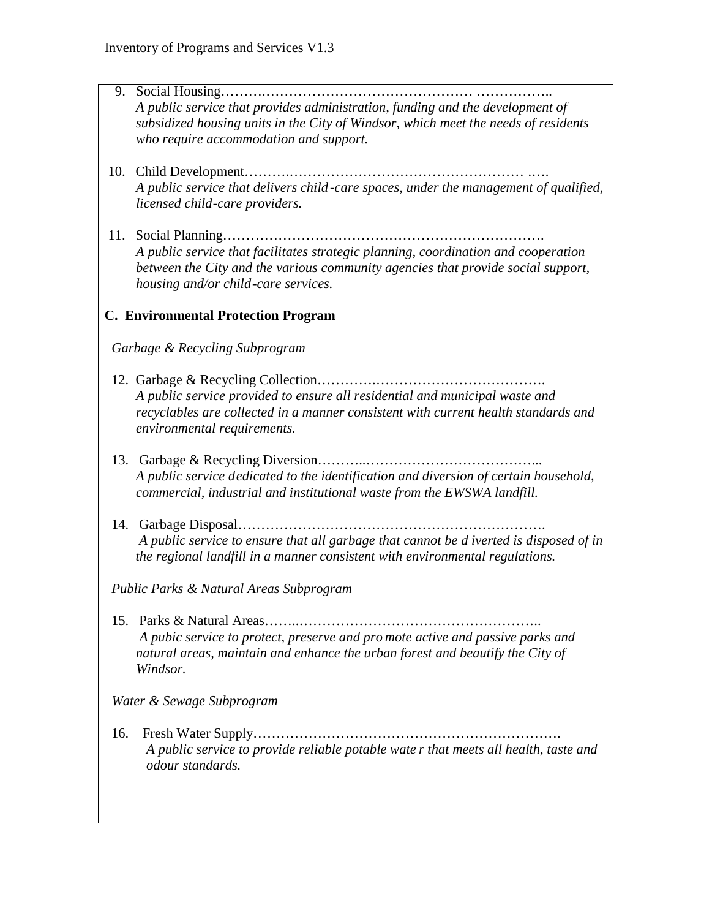9. Social Housing……….……………………………….……… ……………..
   *A public service that provides administration, funding and the development of subsidized housing units in the City of Windsor, which meet the needs of residents who require accommodation and support.*

10. Child Development……….……………………………………………… …..
    *A public service that delivers child-care spaces, under the management of qualified, licensed child-care providers.*

11. Social Planning…………………………………………………………….
    *A public service that facilitates strategic planning, coordination and cooperation between the City and the various community agencies that provide social support, housing and/or child-care services.*

**C. Environmental Protection Program**

*Garbage & Recycling Subprogram*

12. Garbage & Recycling Collection………….……………………………….
    *A public service provided to ensure all residential and municipal waste and recyclables are collected in a manner consistent with current health standards and environmental requirements.*

13. Garbage & Recycling Diversion………..………………………………...
    *A public service dedicated to the identification and diversion of certain household, commercial, industrial and institutional waste from the EWSWA landfill.*

14. Garbage Disposal………………………………………………………….
    *A public service to ensure that all garbage that cannot be d iverted is disposed of in the regional landfill in a manner consistent with environmental regulations.*

*Public Parks & Natural Areas Subprogram*

15. Parks & Natural Areas……..……………………………………………..
    *A pubic service to protect, preserve and pro mote active and passive parks and natural areas, maintain and enhance the urban forest and beautify the City of Windsor.*

*Water & Sewage Subprogram*

16. Fresh Water Supply………………………………………………………….
    *A public service to provide reliable potable wate r that meets all health, taste and odour standards.*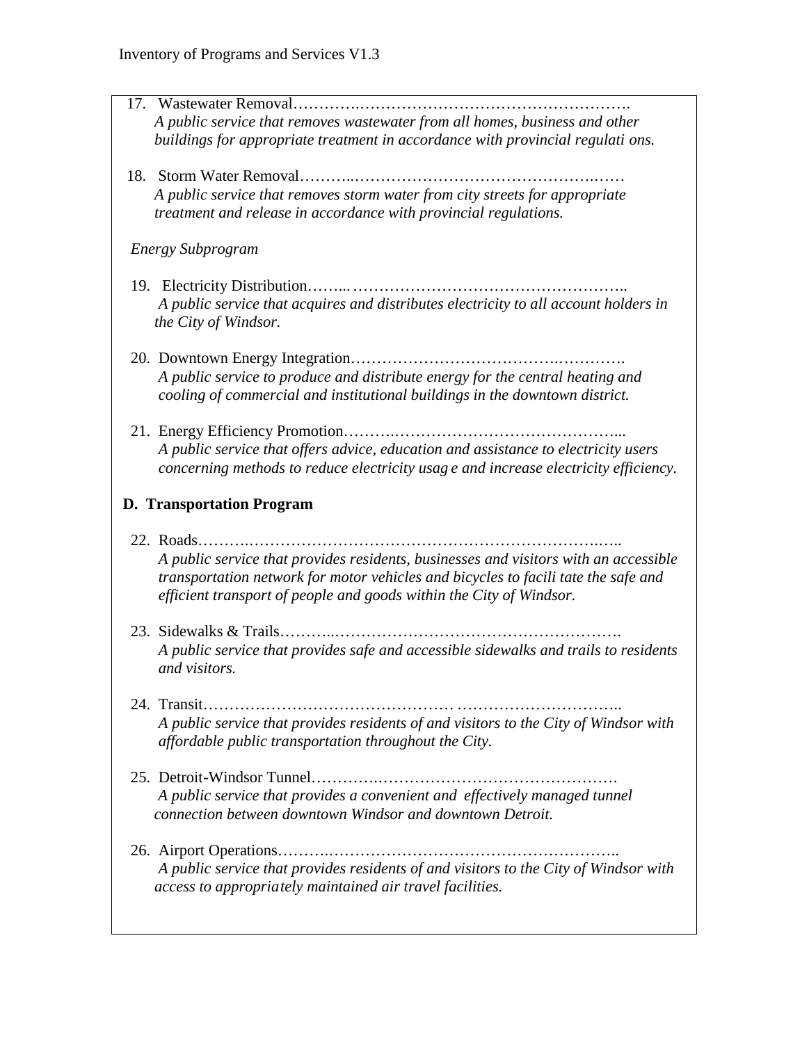17. Wastewater Removal………….……………………………………………
    *A public service that removes wastewater from all homes, business and other buildings for appropriate treatment in accordance with provincial regulations.*

18. Storm Water Removal………..…………………………………….……
    *A public service that removes storm water from city streets for appropriate treatment and release in accordance with provincial regulations.*

*Energy Subprogram*

19. Electricity Distribution……..……………………………………………..
    *A public service that acquires and distributes electricity to all account holders in the City of Windsor.*

20. Downtown Energy Integration……………………………….………….
    *A public service to produce and distribute energy for the central heating and cooling of commercial and institutional buildings in the downtown district.*

21. Energy Efficiency Promotion……….………………………………...
    *A public service that offers advice, education and assistance to electricity users concerning methods to reduce electricity usage and increase electricity efficiency.*

## D. Transportation Program

22. Roads……….…………………………………………………….…..
    *A public service that provides residents, businesses and visitors with an accessible transportation network for motor vehicles and bicycles to facilitate the safe and efficient transport of people and goods within the City of Windsor.*

23. Sidewalks & Trails………..……………………………………………
    *A public service that provides safe and accessible sidewalks and trails to residents and visitors.*

24. Transit……………………………………… …………………………..
    *A public service that provides residents of and visitors to the City of Windsor with affordable public transportation throughout the City.*

25. Detroit-Windsor Tunnel………….……………………………………
    *A public service that provides a convenient and effectively managed tunnel connection between downtown Windsor and downtown Detroit.*

26. Airport Operations……….……………………………………………..
    *A public service that provides residents of and visitors to the City of Windsor with access to appropriately maintained air travel facilities.*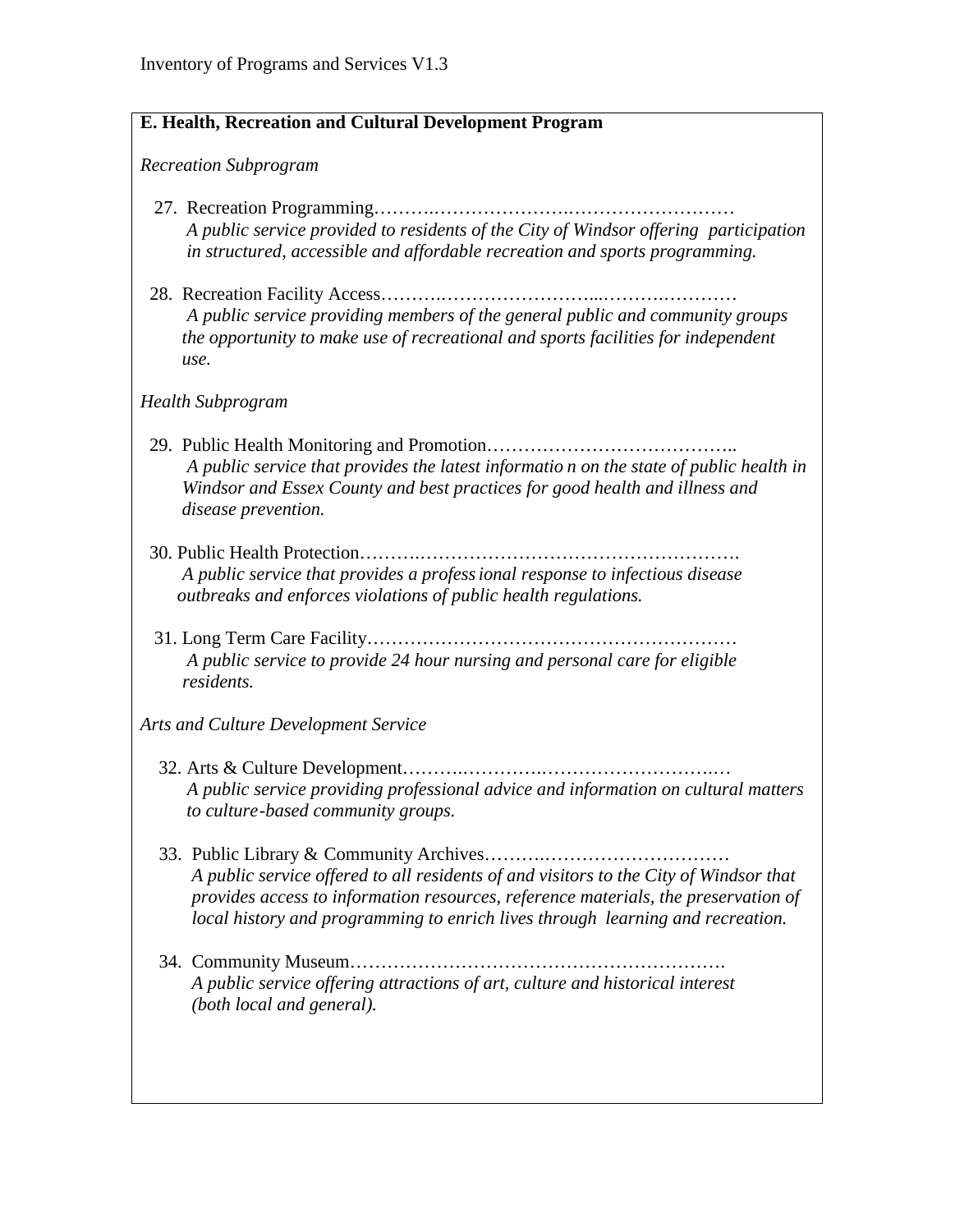## E. Health, Recreation and Cultural Development Program

*Recreation Subprogram*

27. Recreation Programming………………………………………………………
    *A public service provided to residents of the City of Windsor offering participation in structured, accessible and affordable recreation and sports programming.*

28. Recreation Facility Access……………………………………………………
    *A public service providing members of the general public and community groups the opportunity to make use of recreational and sports facilities for independent use.*

*Health Subprogram*

29. Public Health Monitoring and Promotion…………………………………..
    *A public service that provides the latest information on the state of public health in Windsor and Essex County and best practices for good health and illness and disease prevention.*

30. Public Health Protection…………………………………………………….
    *A public service that provides a professional response to infectious disease outbreaks and enforces violations of public health regulations.*

31. Long Term Care Facility……………………………………………………
    *A public service to provide 24 hour nursing and personal care for eligible residents.*

*Arts and Culture Development Service*

32. Arts & Culture Development…………………………………………………
    *A public service providing professional advice and information on cultural matters to culture-based community groups.*

33. Public Library & Community Archives………………………………………
    *A public service offered to all residents of and visitors to the City of Windsor that provides access to information resources, reference materials, the preservation of local history and programming to enrich lives through learning and recreation.*

34. Community Museum…………………………………………………….
    *A public service offering attractions of art, culture and historical interest (both local and general).*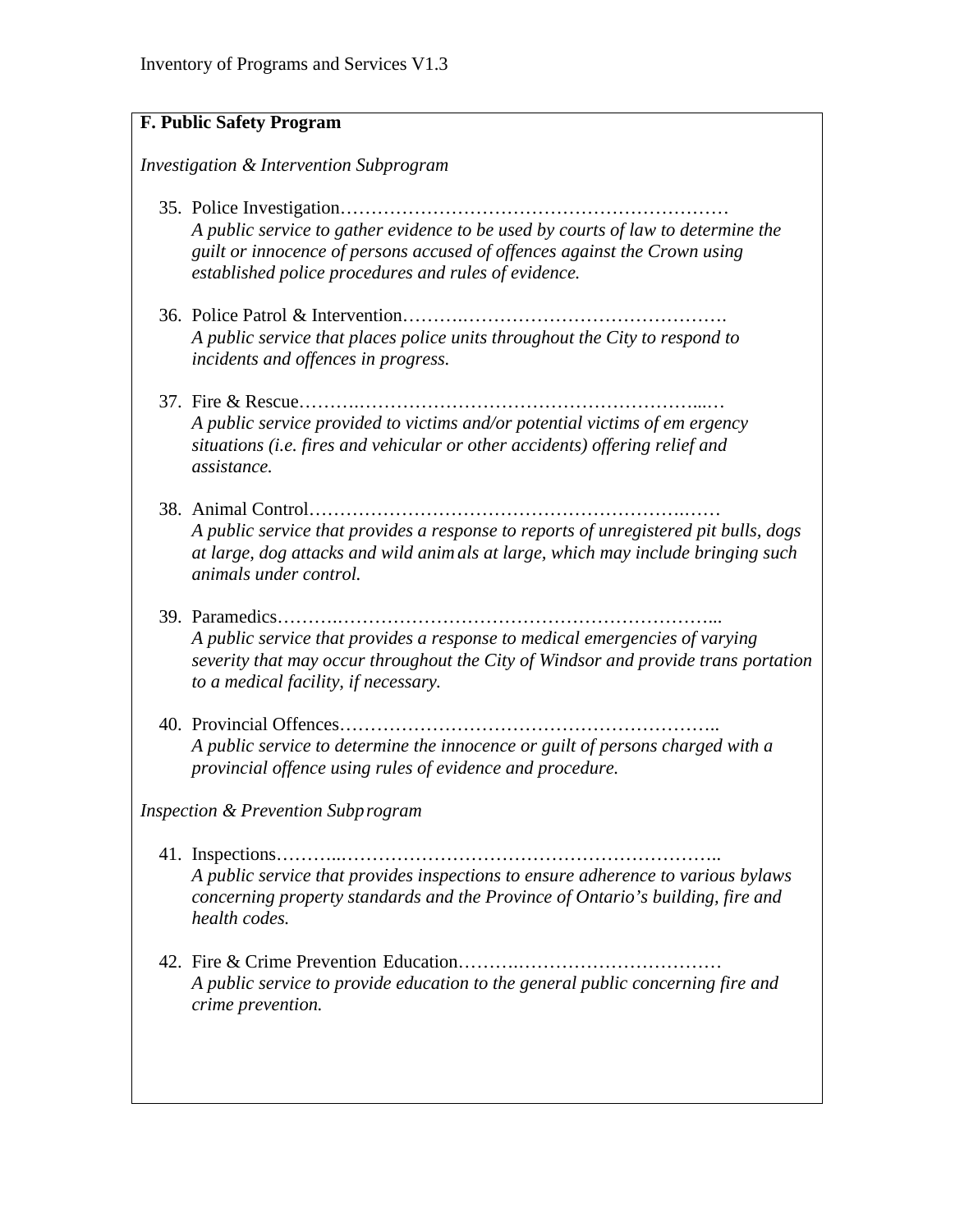## F. Public Safety Program

*Investigation & Intervention Subprogram*

35. Police Investigation………………………………………………………
    *A public service to gather evidence to be used by courts of law to determine the guilt or innocence of persons accused of offences against the Crown using established police procedures and rules of evidence.*

36. Police Patrol & Intervention……….…………………………………….
    *A public service that places police units throughout the City to respond to incidents and offences in progress.*

37. Fire & Rescue……….…………………………………………………...…
    *A public service provided to victims and/or potential victims of emergency situations (i.e. fires and vehicular or other accidents) offering relief and assistance.*

38. Animal Control………………………………………………………….……
    *A public service that provides a response to reports of unregistered pit bulls, dogs at large, dog attacks and wild animals at large, which may include bringing such animals under control.*

39. Paramedics……….………………………………………………………...
    *A public service that provides a response to medical emergencies of varying severity that may occur throughout the City of Windsor and provide transportation to a medical facility, if necessary.*

40. Provincial Offences……………………………………………………..
    *A public service to determine the innocence or guilt of persons charged with a provincial offence using rules of evidence and procedure.*

*Inspection & Prevention Subprogram*

41. Inspections………..……………………………………………………..
    *A public service that provides inspections to ensure adherence to various bylaws concerning property standards and the Province of Ontario's building, fire and health codes.*

42. Fire & Crime Prevention Education……….……………………………
    *A public service to provide education to the general public concerning fire and crime prevention.*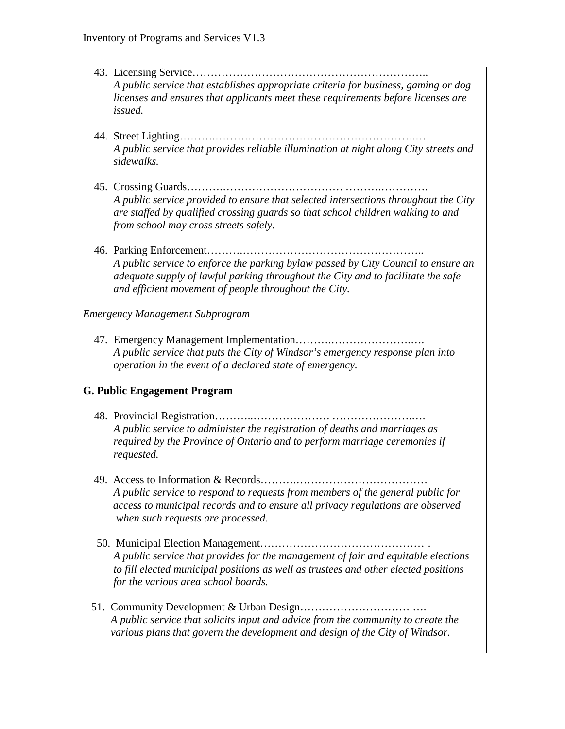43. Licensing Service………………………………………………………..
    *A public service that establishes appropriate criteria for business, gaming or dog licenses and ensures that applicants meet these requirements before licenses are issued.*

44. Street Lighting…………………………………………………………..…
    *A public service that provides reliable illumination at night along City streets and sidewalks.*

45. Crossing Guards………………………………………… ……….………….
    *A public service provided to ensure that selected intersections throughout the City are staffed by qualified crossing guards so that school children walking to and from school may cross streets safely.*

46. Parking Enforcement………………………………………………………..
    *A public service to enforce the parking bylaw passed by City Council to ensure an adequate supply of lawful parking throughout the City and to facilitate the safe and efficient movement of people throughout the City.*

*Emergency Management Subprogram*

47. Emergency Management Implementation…………………………….….
    *A public service that puts the City of Windsor's emergency response plan into operation in the event of a declared state of emergency.*

**G. Public Engagement Program**

48. Provincial Registration………..………………… ……………………..….
    *A public service to administer the registration of deaths and marriages as required by the Province of Ontario and to perform marriage ceremonies if requested.*

49. Access to Information & Records………………………………………
    *A public service to respond to requests from members of the general public for access to municipal records and to ensure all privacy regulations are observed when such requests are processed.*

50. Municipal Election Management……………………………………… .
    *A public service that provides for the management of fair and equitable elections to fill elected municipal positions as well as trustees and other elected positions for the various area school boards.*

51. Community Development & Urban Design………………………… ….
    *A public service that solicits input and advice from the community to create the various plans that govern the development and design of the City of Windsor.*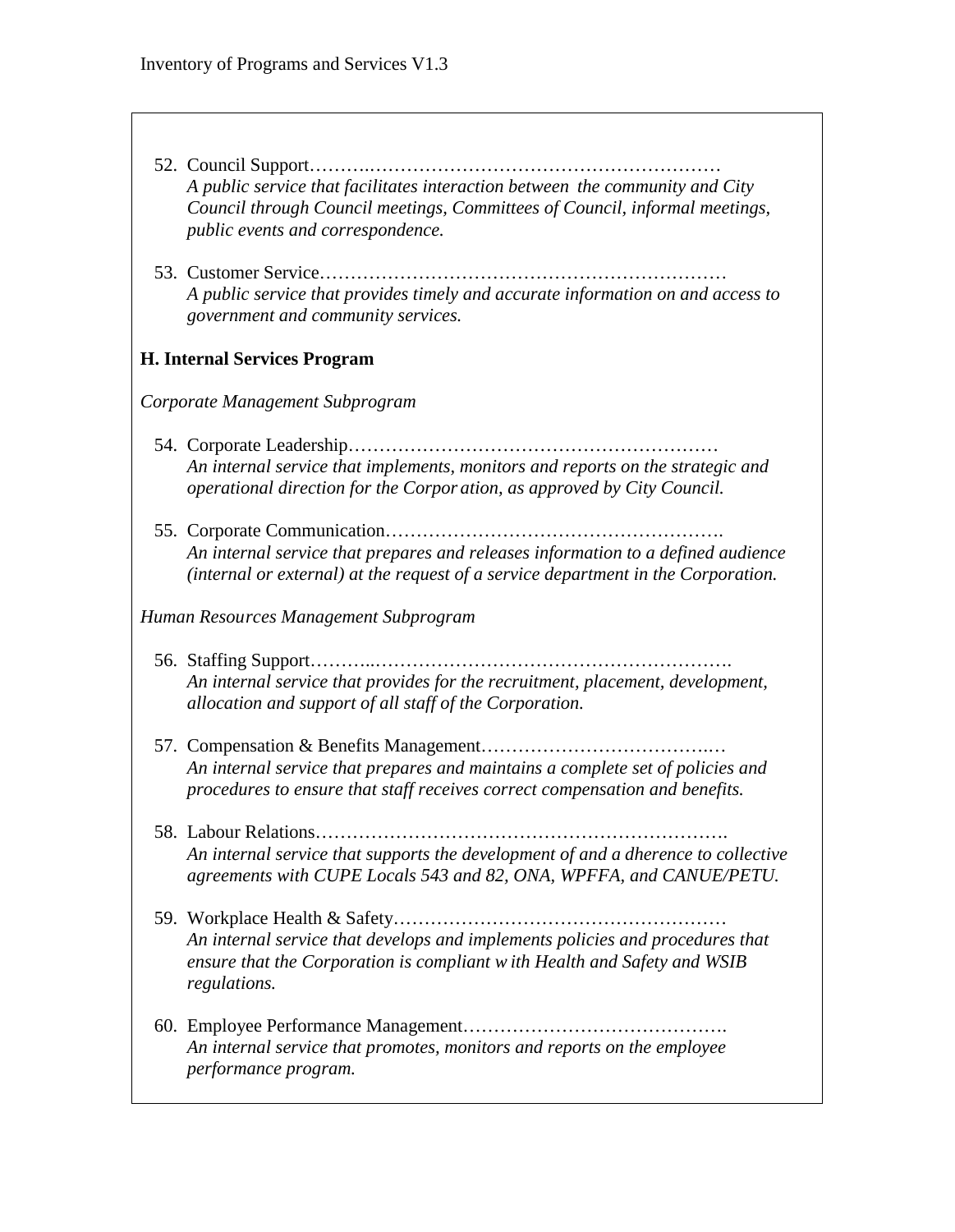52. Council Support……….…………………………………………………
    *A public service that facilitates interaction between the community and City Council through Council meetings, Committees of Council, informal meetings, public events and correspondence.*

53. Customer Service…………………………………………………………
    *A public service that provides timely and accurate information on and access to government and community services.*

**H. Internal Services Program**

*Corporate Management Subprogram*

54. Corporate Leadership……………………………………………………
    *An internal service that implements, monitors and reports on the strategic and operational direction for the Corporation, as approved by City Council.*

55. Corporate Communication……………………………………………….
    *An internal service that prepares and releases information to a defined audience (internal or external) at the request of a service department in the Corporation.*

*Human Resources Management Subprogram*

56. Staffing Support………..………………………………………………….
    *An internal service that provides for the recruitment, placement, development, allocation and support of all staff of the Corporation.*

57. Compensation & Benefits Management………………………………..…
    *An internal service that prepares and maintains a complete set of policies and procedures to ensure that staff receives correct compensation and benefits.*

58. Labour Relations………………………………………………………….
    *An internal service that supports the development of and adherence to collective agreements with CUPE Locals 543 and 82, ONA, WPFFA, and CANUE/PETU.*

59. Workplace Health & Safety………………………………………………
    *An internal service that develops and implements policies and procedures that ensure that the Corporation is compliant with Health and Safety and WSIB regulations.*

60. Employee Performance Management…………………………………….
    *An internal service that promotes, monitors and reports on the employee performance program.*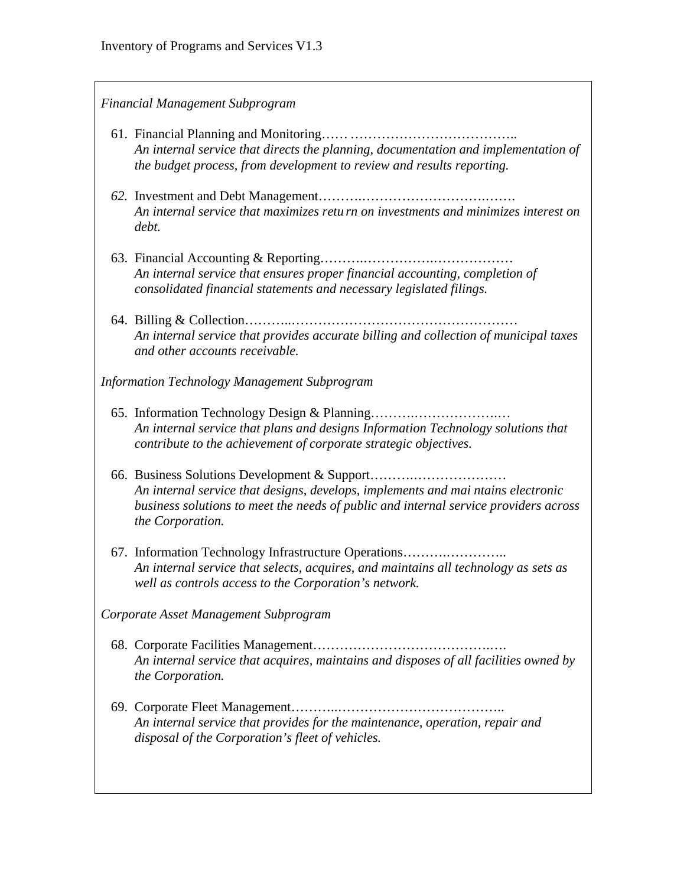*Financial Management Subprogram*

61. Financial Planning and Monitoring…… ………………………………..
    *An internal service that directs the planning, documentation and implementation of the budget process, from development to review and results reporting.*

62. Investment and Debt Management……….…………………………….…….
    *An internal service that maximizes retu rn on investments and minimizes interest on debt.*

63. Financial Accounting & Reporting……….…………….………………
    *An internal service that ensures proper financial accounting, completion of consolidated financial statements and necessary legislated filings.*

64. Billing & Collection………..……………………………………………
    *An internal service that provides accurate billing and collection of municipal taxes and other accounts receivable.*

*Information Technology Management Subprogram*

65. Information Technology Design & Planning……….………………..…
    *An internal service that plans and designs Information Technology solutions that contribute to the achievement of corporate strategic objectives.*

66. Business Solutions Development & Support………….…………………
    *An internal service that designs, develops, implements and mai ntains electronic business solutions to meet the needs of public and internal service providers across the Corporation.*

67. Information Technology Infrastructure Operations……….…………..
    *An internal service that selects, acquires, and maintains all technology as sets as well as controls access to the Corporation's network.*

*Corporate Asset Management Subprogram*

68. Corporate Facilities Management…………………………………..….
    *An internal service that acquires, maintains and disposes of all facilities owned by the Corporation.*

69. Corporate Fleet Management………..………………………………..
    *An internal service that provides for the maintenance, operation, repair and disposal of the Corporation's fleet of vehicles.*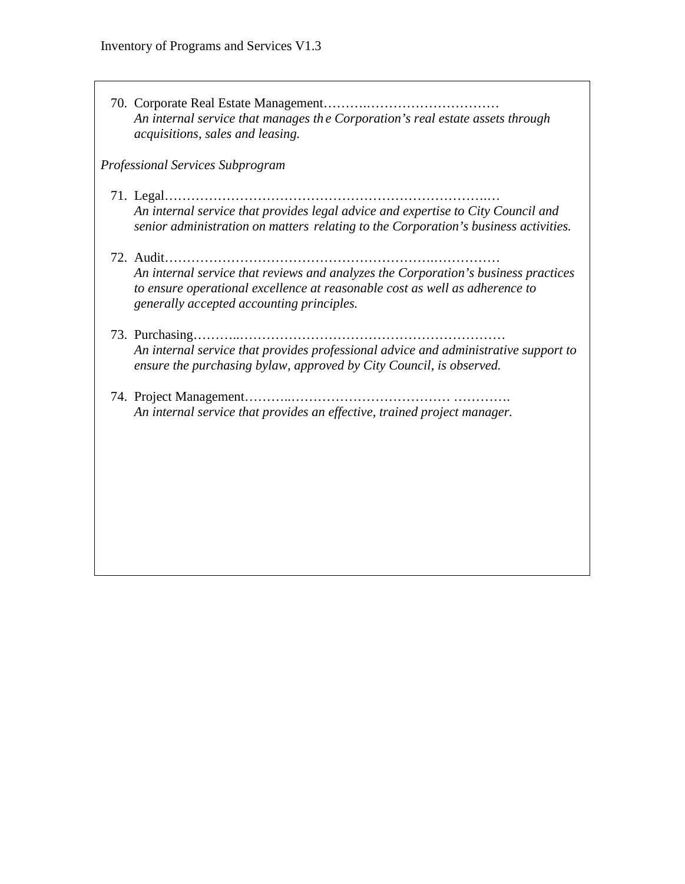70. Corporate Real Estate Management……….…………………………
    *An internal service that manages the Corporation's real estate assets through acquisitions, sales and leasing.*

*Professional Services Subprogram*

71. Legal……………………………………………………………..…
    *An internal service that provides legal advice and expertise to City Council and senior administration on matters relating to the Corporation's business activities.*

72. Audit……………………………………………………..……………
    *An internal service that reviews and analyzes the Corporation's business practices to ensure operational excellence at reasonable cost as well as adherence to generally accepted accounting principles.*

73. Purchasing………..……………………………………………………
    *An internal service that provides professional advice and administrative support to ensure the purchasing bylaw, approved by City Council, is observed.*

74. Project Management………..……………………………… ………….
    *An internal service that provides an effective, trained project manager.*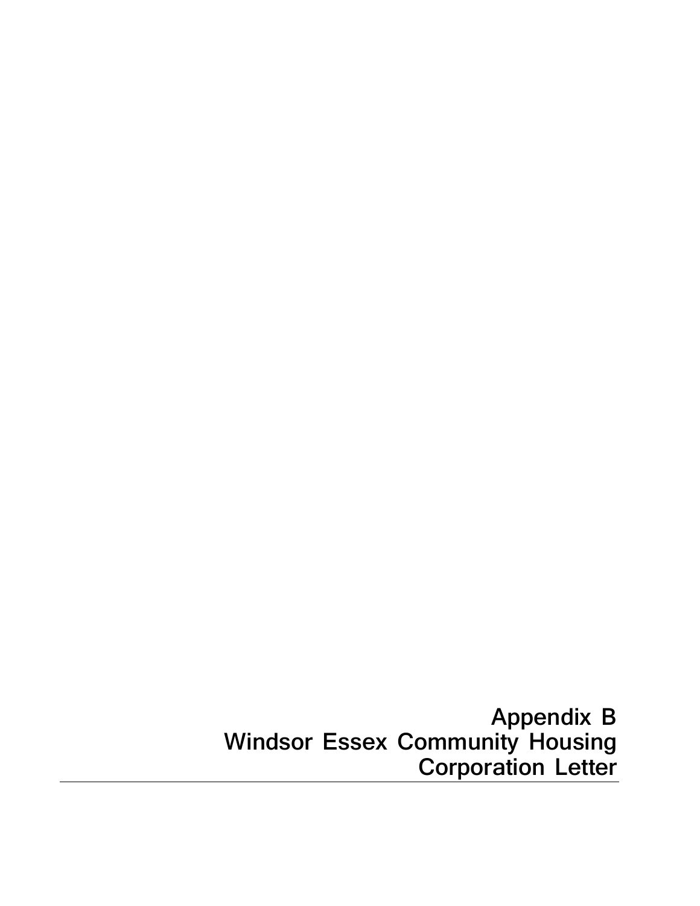# Appendix B
# Windsor Essex Community Housing Corporation Letter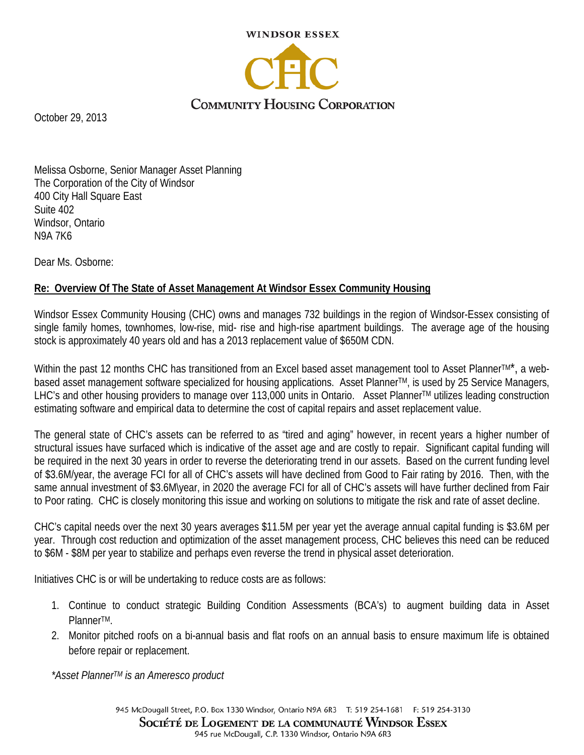WINDSOR ESSEX

CHC

COMMUNITY HOUSING CORPORATION

October 29, 2013

Melissa Osborne, Senior Manager Asset Planning
The Corporation of the City of Windsor
400 City Hall Square East
Suite 402
Windsor, Ontario
N9A 7K6

Dear Ms. Osborne:

**Re: Overview Of The State of Asset Management At Windsor Essex Community Housing**

Windsor Essex Community Housing (CHC) owns and manages 732 buildings in the region of Windsor-Essex consisting of single family homes, townhomes, low-rise, mid- rise and high-rise apartment buildings. The average age of the housing stock is approximately 40 years old and has a 2013 replacement value of $650M CDN.

Within the past 12 months CHC has transitioned from an Excel based asset management tool to Asset Planner™*, a web-based asset management software specialized for housing applications. Asset Planner™, is used by 25 Service Managers, LHC's and other housing providers to manage over 113,000 units in Ontario. Asset Planner™ utilizes leading construction estimating software and empirical data to determine the cost of capital repairs and asset replacement value.

The general state of CHC's assets can be referred to as "tired and aging" however, in recent years a higher number of structural issues have surfaced which is indicative of the asset age and are costly to repair. Significant capital funding will be required in the next 30 years in order to reverse the deteriorating trend in our assets. Based on the current funding level of $3.6M/year, the average FCI for all of CHC's assets will have declined from Good to Fair rating by 2016. Then, with the same annual investment of $3.6M\year, in 2020 the average FCI for all of CHC's assets will have further declined from Fair to Poor rating. CHC is closely monitoring this issue and working on solutions to mitigate the risk and rate of asset decline.

CHC's capital needs over the next 30 years averages $11.5M per year yet the average annual capital funding is $3.6M per year. Through cost reduction and optimization of the asset management process, CHC believes this need can be reduced to $6M - $8M per year to stabilize and perhaps even reverse the trend in physical asset deterioration.

Initiatives CHC is or will be undertaking to reduce costs are as follows:

1. Continue to conduct strategic Building Condition Assessments (BCA's) to augment building data in Asset Planner™.
2. Monitor pitched roofs on a bi-annual basis and flat roofs on an annual basis to ensure maximum life is obtained before repair or replacement.

*\*Asset Planner™ is an Ameresco product*

945 McDougall Street, P.O. Box 1330 Windsor, Ontario N9A 6R3 T: 519 254-1681 F: 519 254-3130

Société de Logement de la communauté Windsor Essex

945 rue McDougall, C.P. 1330 Windsor, Ontario N9A 6R3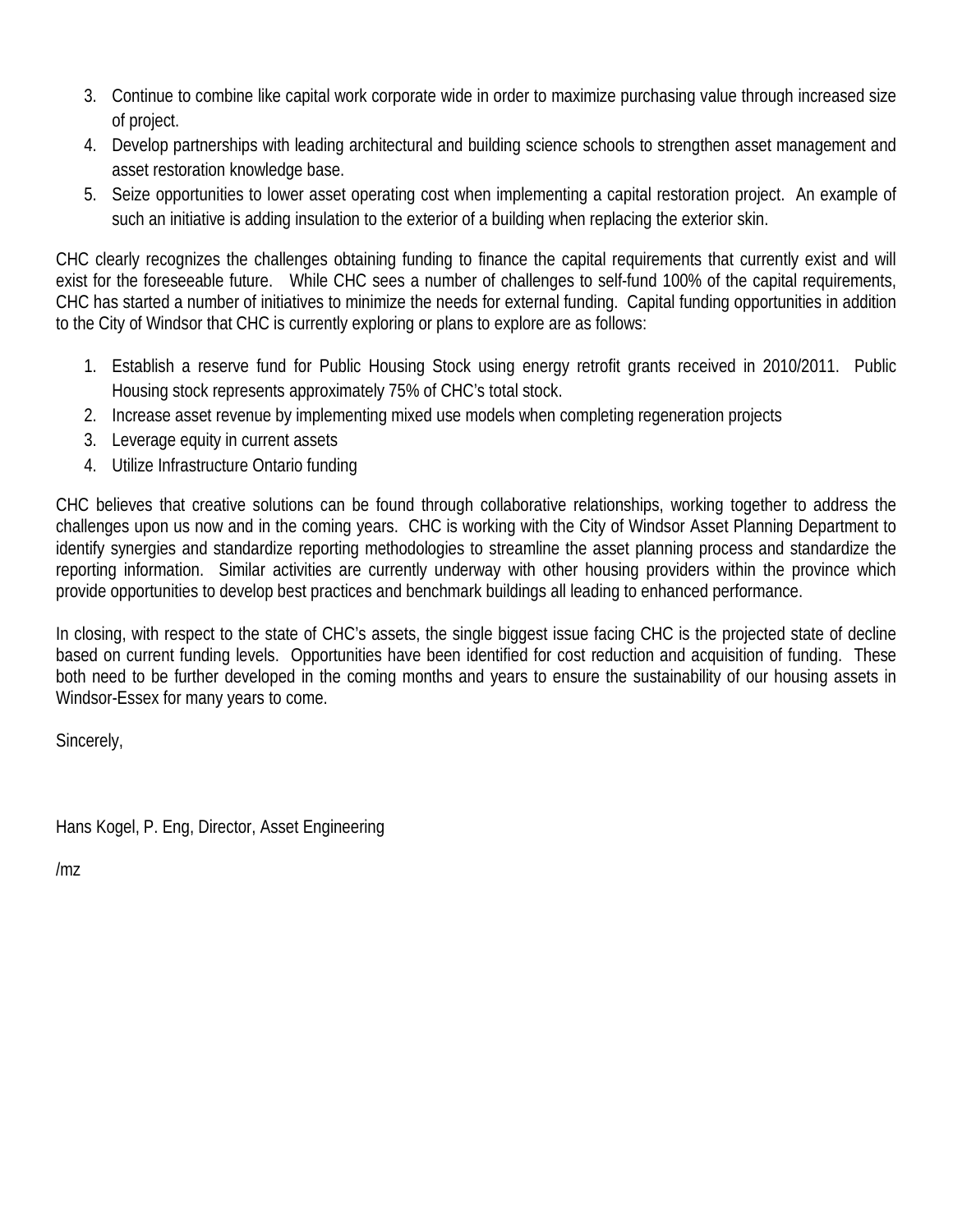3. Continue to combine like capital work corporate wide in order to maximize purchasing value through increased size of project.
4. Develop partnerships with leading architectural and building science schools to strengthen asset management and asset restoration knowledge base.
5. Seize opportunities to lower asset operating cost when implementing a capital restoration project. An example of such an initiative is adding insulation to the exterior of a building when replacing the exterior skin.

CHC clearly recognizes the challenges obtaining funding to finance the capital requirements that currently exist and will exist for the foreseeable future. While CHC sees a number of challenges to self-fund 100% of the capital requirements, CHC has started a number of initiatives to minimize the needs for external funding. Capital funding opportunities in addition to the City of Windsor that CHC is currently exploring or plans to explore are as follows:

1. Establish a reserve fund for Public Housing Stock using energy retrofit grants received in 2010/2011. Public Housing stock represents approximately 75% of CHC's total stock.
2. Increase asset revenue by implementing mixed use models when completing regeneration projects
3. Leverage equity in current assets
4. Utilize Infrastructure Ontario funding

CHC believes that creative solutions can be found through collaborative relationships, working together to address the challenges upon us now and in the coming years. CHC is working with the City of Windsor Asset Planning Department to identify synergies and standardize reporting methodologies to streamline the asset planning process and standardize the reporting information. Similar activities are currently underway with other housing providers within the province which provide opportunities to develop best practices and benchmark buildings all leading to enhanced performance.

In closing, with respect to the state of CHC's assets, the single biggest issue facing CHC is the projected state of decline based on current funding levels. Opportunities have been identified for cost reduction and acquisition of funding. These both need to be further developed in the coming months and years to ensure the sustainability of our housing assets in Windsor-Essex for many years to come.

Sincerely,

Hans Kogel, P. Eng, Director, Asset Engineering

/mz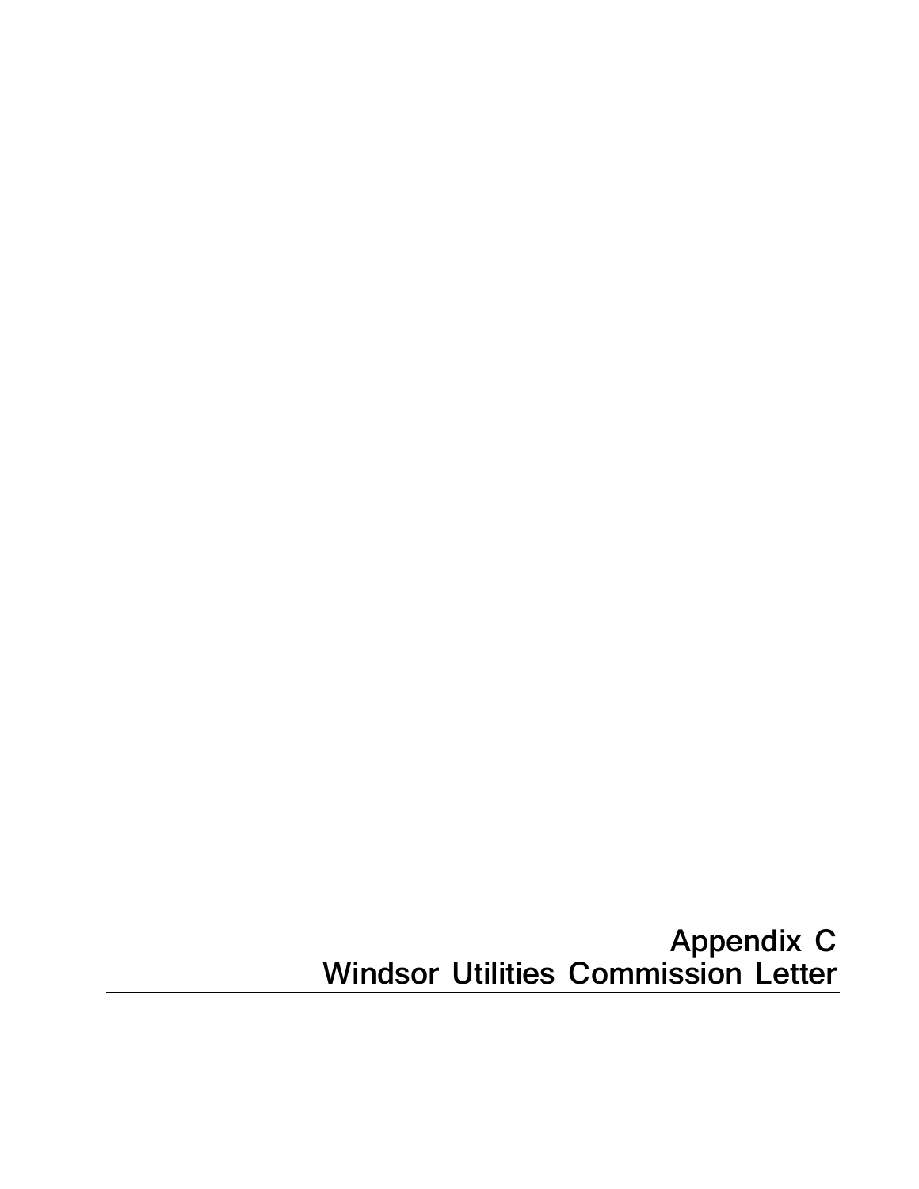# Appendix C
# Windsor Utilities Commission Letter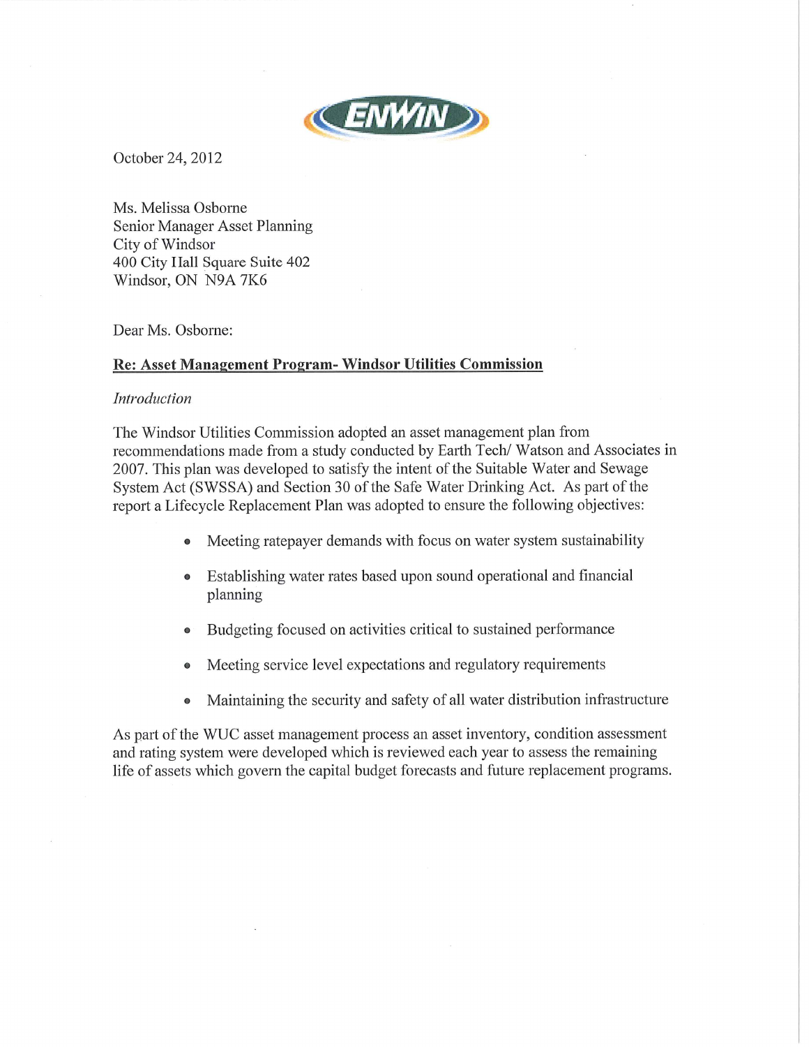October 24, 2012

Ms. Melissa Osborne
Senior Manager Asset Planning
City of Windsor
400 City Hall Square Suite 402
Windsor, ON N9A 7K6

Dear Ms. Osborne:

**Re: Asset Management Program- Windsor Utilities Commission**

*Introduction*

The Windsor Utilities Commission adopted an asset management plan from recommendations made from a study conducted by Earth Tech/ Watson and Associates in 2007. This plan was developed to satisfy the intent of the Suitable Water and Sewage System Act (SWSSA) and Section 30 of the Safe Water Drinking Act. As part of the report a Lifecycle Replacement Plan was adopted to ensure the following objectives:

- Meeting ratepayer demands with focus on water system sustainability
- Establishing water rates based upon sound operational and financial planning
- Budgeting focused on activities critical to sustained performance
- Meeting service level expectations and regulatory requirements
- Maintaining the security and safety of all water distribution infrastructure

As part of the WUC asset management process an asset inventory, condition assessment and rating system were developed which is reviewed each year to assess the remaining life of assets which govern the capital budget forecasts and future replacement programs.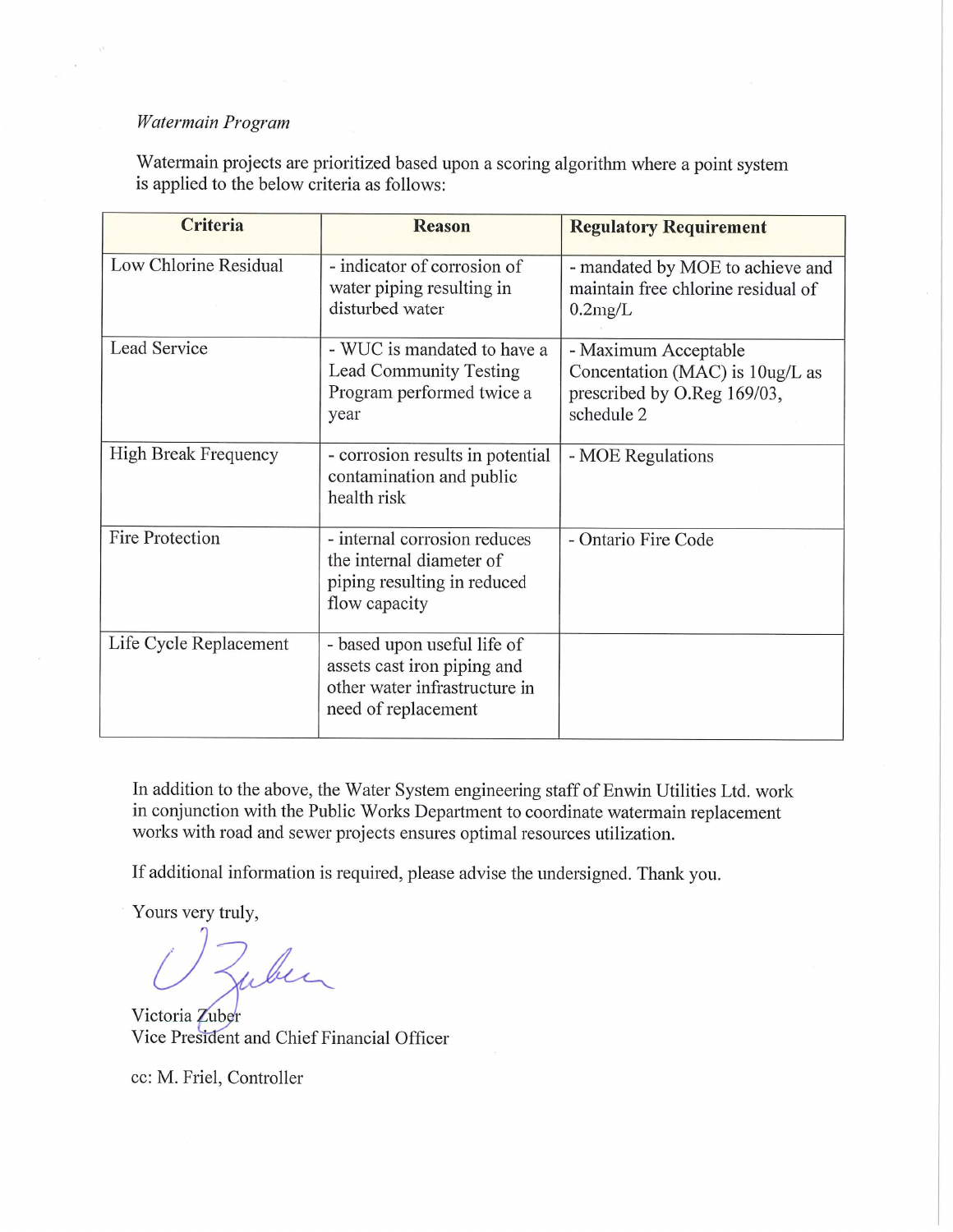*Watermain Program*

Watermain projects are prioritized based upon a scoring algorithm where a point system is applied to the below criteria as follows:

| Criteria | Reason | Regulatory Requirement |
|---|---|---|
| Low Chlorine Residual | - indicator of corrosion of water piping resulting in disturbed water | - mandated by MOE to achieve and maintain free chlorine residual of 0.2mg/L |
| Lead Service | - WUC is mandated to have a Lead Community Testing Program performed twice a year | - Maximum Acceptable Concentation (MAC) is 10ug/L as prescribed by O.Reg 169/03, schedule 2 |
| High Break Frequency | - corrosion results in potential contamination and public health risk | - MOE Regulations |
| Fire Protection | - internal corrosion reduces the internal diameter of piping resulting in reduced flow capacity | - Ontario Fire Code |
| Life Cycle Replacement | - based upon useful life of assets cast iron piping and other water infrastructure in need of replacement | |

In addition to the above, the Water System engineering staff of Enwin Utilities Ltd. work in conjunction with the Public Works Department to coordinate watermain replacement works with road and sewer projects ensures optimal resources utilization.

If additional information is required, please advise the undersigned. Thank you.

Yours very truly,

Victoria Zuber
Vice President and Chief Financial Officer

cc: M. Friel, Controller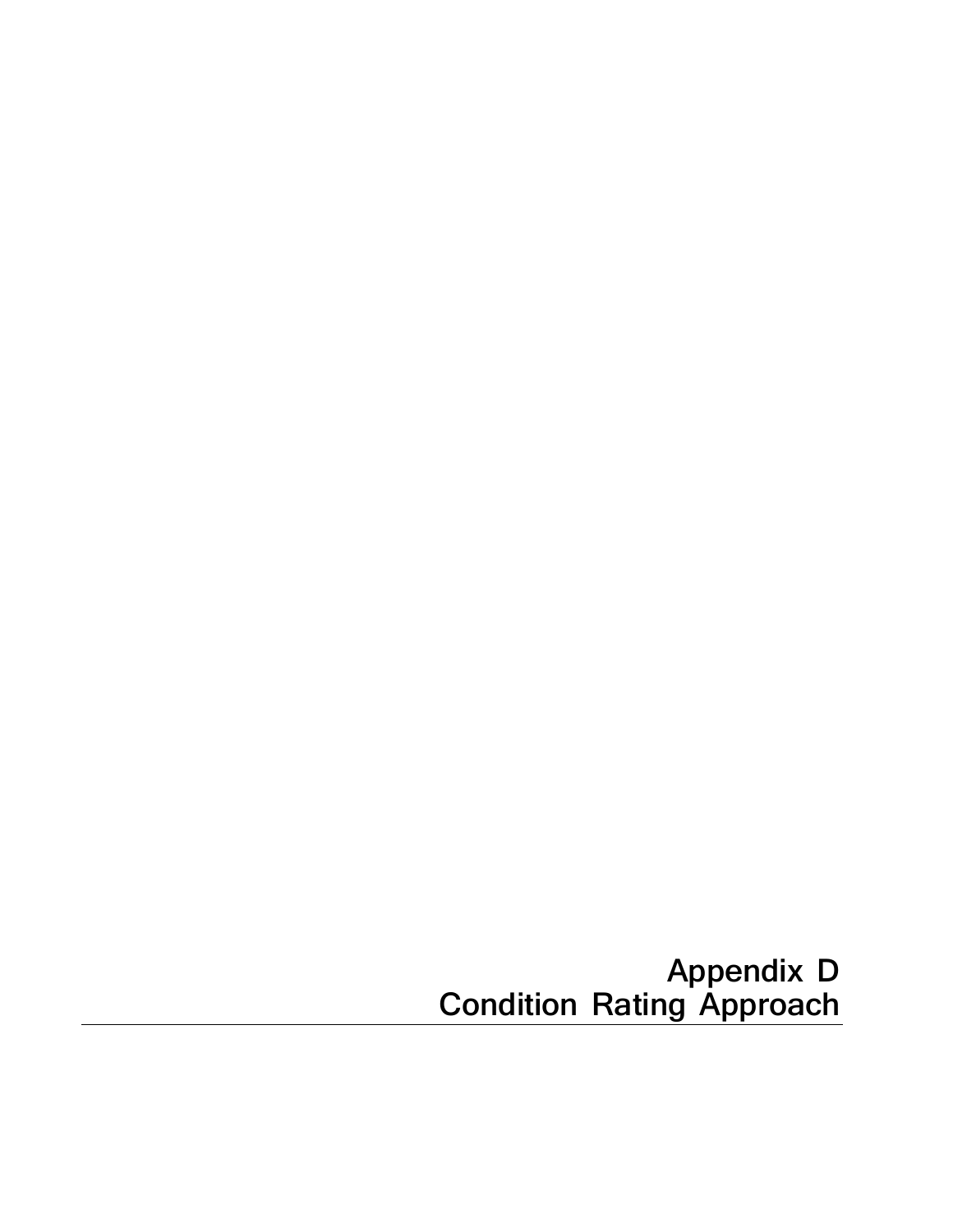# Appendix D
# Condition Rating Approach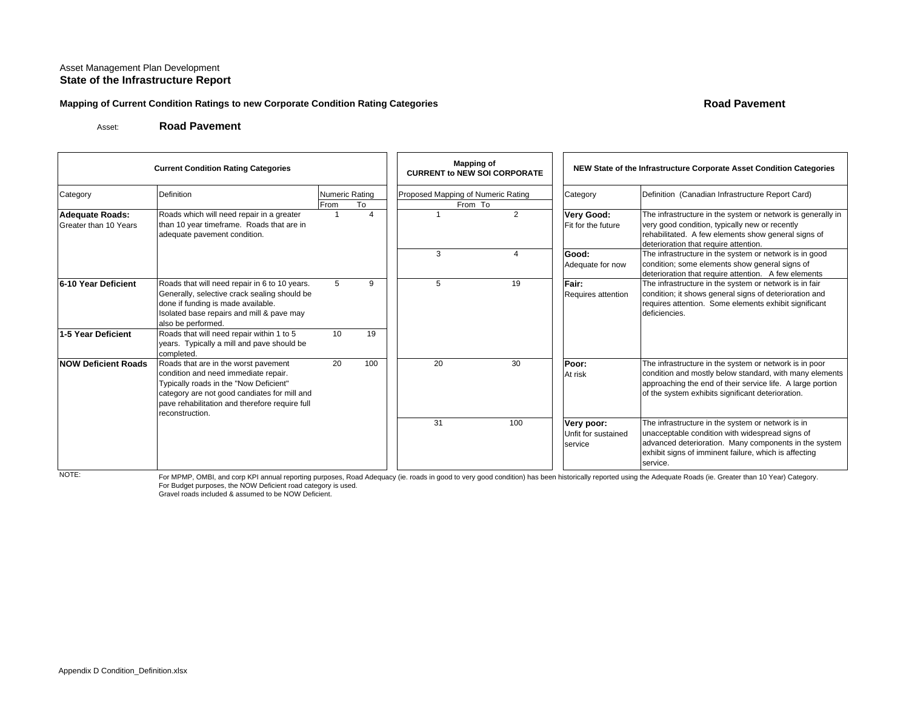Asset Management Plan Development
**State of the Infrastructure Report**

**Mapping of Current Condition Ratings to new Corporate Condition Rating Categories**

**Road Pavement**

Asset: **Road Pavement**

| Current Condition Rating Categories | | | | Mapping of CURRENT to NEW SOI CORPORATE | | NEW State of the Infrastructure Corporate Asset Condition Categories | |
|---|---|---|---|---|---|---|---|
| Category | Definition | Numeric Rating | | Proposed Mapping of Numeric Rating | | Category | Definition (Canadian Infrastructure Report Card) |
| | | From | To | From | To | | |
| **Adequate Roads:** Greater than 10 Years | Roads which will need repair in a greater than 10 year timeframe. Roads that are in adequate pavement condition. | 1 | 4 | 1 | 2 | **Very Good:** Fit for the future | The infrastructure in the system or network is generally in very good condition, typically new or recently rehabilitated. A few elements show general signs of deterioration that require attention. |
| | | | | 3 | 4 | **Good:** Adequate for now | The infrastructure in the system or network is in good condition; some elements show general signs of deterioration that require attention. A few elements |
| **6-10 Year Deficient** | Roads that will need repair in 6 to 10 years. Generally, selective crack sealing should be done if funding is made available. Isolated base repairs and mill & pave may also be performed. | 5 | 9 | 5 | 19 | **Fair:** Requires attention | The infrastructure in the system or network is in fair condition; it shows general signs of deterioration and requires attention. Some elements exhibit significant deficiencies. |
| **1-5 Year Deficient** | Roads that will need repair within 1 to 5 years. Typically a mill and pave should be completed. | 10 | 19 | | | | |
| **NOW Deficient Roads** | Roads that are in the worst pavement condition and need immediate repair. Typically roads in the "Now Deficient" category are not good candiates for mill and pave rehabilitation and therefore require full reconstruction. | 20 | 100 | 20 | 30 | **Poor:** At risk | The infrastructure in the system or network is in poor condition and mostly below standard, with many elements approaching the end of their service life. A large portion of the system exhibits significant deterioration. |
| | | | | 31 | 100 | **Very poor:** Unfit for sustained service | The infrastructure in the system or network is in unacceptable condition with widespread signs of advanced deterioration. Many components in the system exhibit signs of imminent failure, which is affecting service. |

NOTE:
For MPMP, OMBI, and corp KPI annual reporting purposes, Road Adequacy (ie. roads in good to very good condition) has been historically reported using the Adequate Roads (ie. Greater than 10 Year) Category.
For Budget purposes, the NOW Deficient road category is used.
Gravel roads included & assumed to be NOW Deficient.

Appendix D Condition_Definition.xlsx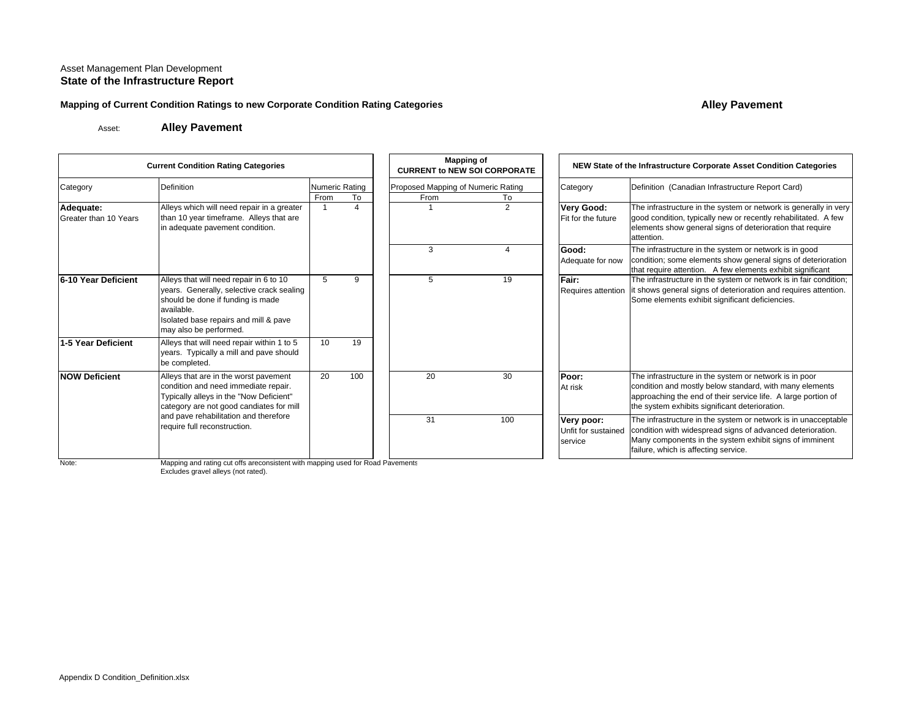Asset Management Plan Development

**State of the Infrastructure Report**

**Mapping of Current Condition Ratings to new Corporate Condition Rating Categories**

**Alley Pavement**

Asset: **Alley Pavement**

| Current Condition Rating Categories | | | | Mapping of CURRENT to NEW SOI CORPORATE | | NEW State of the Infrastructure Corporate Asset Condition Categories | |
|---|---|---|---|---|---|---|---|
| Category | Definition | Numeric Rating | | Proposed Mapping of Numeric Rating | | Category | Definition (Canadian Infrastructure Report Card) |
| | | From | To | From | To | | |
| **Adequate:** Greater than 10 Years | Alleys which will need repair in a greater than 10 year timeframe. Alleys that are in adequate pavement condition. | 1 | 4 | 1 | 2 | **Very Good:** Fit for the future | The infrastructure in the system or network is generally in very good condition, typically new or recently rehabilitated. A few elements show general signs of deterioration that require attention. |
| | | | | 3 | 4 | **Good:** Adequate for now | The infrastructure in the system or network is in good condition; some elements show general signs of deterioration that require attention. A few elements exhibit significant |
| **6-10 Year Deficient** | Alleys that will need repair in 6 to 10 years. Generally, selective crack sealing should be done if funding is made available. Isolated base repairs and mill & pave may also be performed. | 5 | 9 | 5 | 19 | **Fair:** Requires attention | The infrastructure in the system or network is in fair condition; it shows general signs of deterioration and requires attention. Some elements exhibit significant deficiencies. |
| **1-5 Year Deficient** | Alleys that will need repair within 1 to 5 years. Typically a mill and pave should be completed. | 10 | 19 | | | | |
| **NOW Deficient** | Alleys that are in the worst pavement condition and need immediate repair. Typically alleys in the "Now Deficient" category are not good candiates for mill and pave rehabilitation and therefore require full reconstruction. | 20 | 100 | 20 | 30 | **Poor:** At risk | The infrastructure in the system or network is in poor condition and mostly below standard, with many elements approaching the end of their service life. A large portion of the system exhibits significant deterioration. |
| | | | | 31 | 100 | **Very poor:** Unfit for sustained service | The infrastructure in the system or network is in unacceptable condition with widespread signs of advanced deterioration. Many components in the system exhibit signs of imminent failure, which is affecting service. |

Note: Mapping and rating cut offs areconsistent with mapping used for Road Pavements
Excludes gravel alleys (not rated).

Appendix D Condition_Definition.xlsx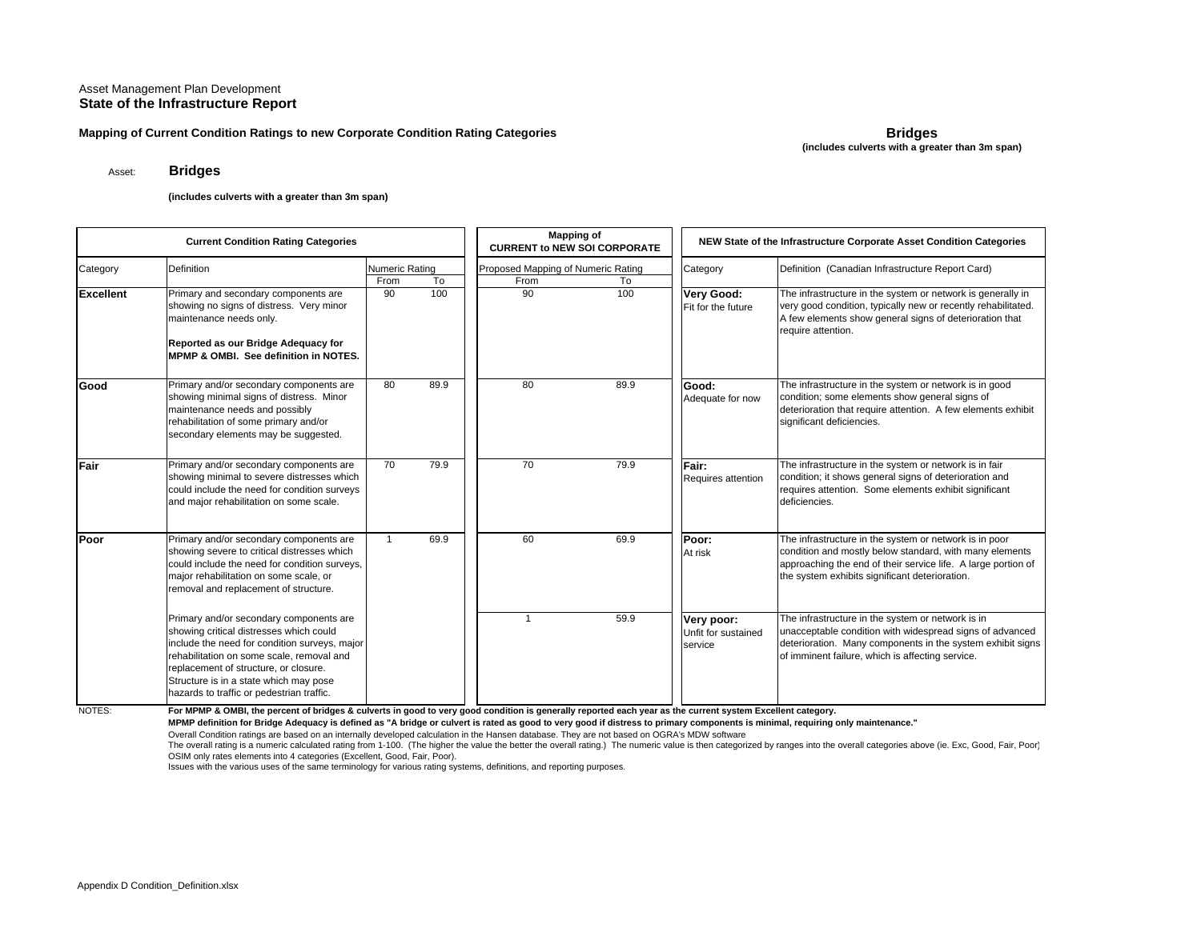Asset Management Plan Development

**State of the Infrastructure Report**

**Mapping of Current Condition Ratings to new Corporate Condition Rating Categories**

**Bridges**
**(includes culverts with a greater than 3m span)**

Asset: **Bridges**

**(includes culverts with a greater than 3m span)**

| **Current Condition Rating Categories** | | | | **Mapping of CURRENT to NEW SOI CORPORATE** | | **NEW State of the Infrastructure Corporate Asset Condition Categories** | |
|---|---|---|---|---|---|---|---|
| Category | Definition | Numeric Rating | | Proposed Mapping of Numeric Rating | | Category | Definition (Canadian Infrastructure Report Card) |
| | | From | To | From | To | | |
| **Excellent** | Primary and secondary components are showing no signs of distress. Very minor maintenance needs only. **Reported as our Bridge Adequacy for MPMP & OMBI. See definition in NOTES.** | 90 | 100 | 90 | 100 | **Very Good:** Fit for the future | The infrastructure in the system or network is generally in very good condition, typically new or recently rehabilitated. A few elements show general signs of deterioration that require attention. |
| **Good** | Primary and/or secondary components are showing minimal signs of distress. Minor maintenance needs and possibly rehabilitation of some primary and/or secondary elements may be suggested. | 80 | 89.9 | 80 | 89.9 | **Good:** Adequate for now | The infrastructure in the system or network is in good condition; some elements show general signs of deterioration that require attention. A few elements exhibit significant deficiencies. |
| **Fair** | Primary and/or secondary components are showing minimal to severe distresses which could include the need for condition surveys and major rehabilitation on some scale. | 70 | 79.9 | 70 | 79.9 | **Fair:** Requires attention | The infrastructure in the system or network is in fair condition; it shows general signs of deterioration and requires attention. Some elements exhibit significant deficiencies. |
| **Poor** | Primary and/or secondary components are showing severe to critical distresses which could include the need for condition surveys, major rehabilitation on some scale, or removal and replacement of structure. | 1 | 69.9 | 60 | 69.9 | **Poor:** At risk | The infrastructure in the system or network is in poor condition and mostly below standard, with many elements approaching the end of their service life. A large portion of the system exhibits significant deterioration. |
| | Primary and/or secondary components are showing critical distresses which could include the need for condition surveys, major rehabilitation on some scale, removal and replacement of structure, or closure. Structure is in a state which may pose hazards to traffic or pedestrian traffic. | | | 1 | 59.9 | **Very poor:** Unfit for sustained service | The infrastructure in the system or network is in unacceptable condition with widespread signs of advanced deterioration. Many components in the system exhibit signs of imminent failure, which is affecting service. |

NOTES:

**For MPMP & OMBI, the percent of bridges & culverts in good to very good condition is generally reported each year as the current system Excellent category.**

**MPMP definition for Bridge Adequacy is defined as "A bridge or culvert is rated as good to very good if distress to primary components is minimal, requiring only maintenance."**

Overall Condition ratings are based on an internally developed calculation in the Hansen database. They are not based on OGRA's MDW software

The overall rating is a numeric calculated rating from 1-100. (The higher the value the better the overall rating.) The numeric value is then categorized by ranges into the overall categories above (ie. Exc, Good, Fair, Poor)

OSIM only rates elements into 4 categories (Excellent, Good, Fair, Poor).

Issues with the various uses of the same terminology for various rating systems, definitions, and reporting purposes.

Appendix D Condition_Definition.xlsx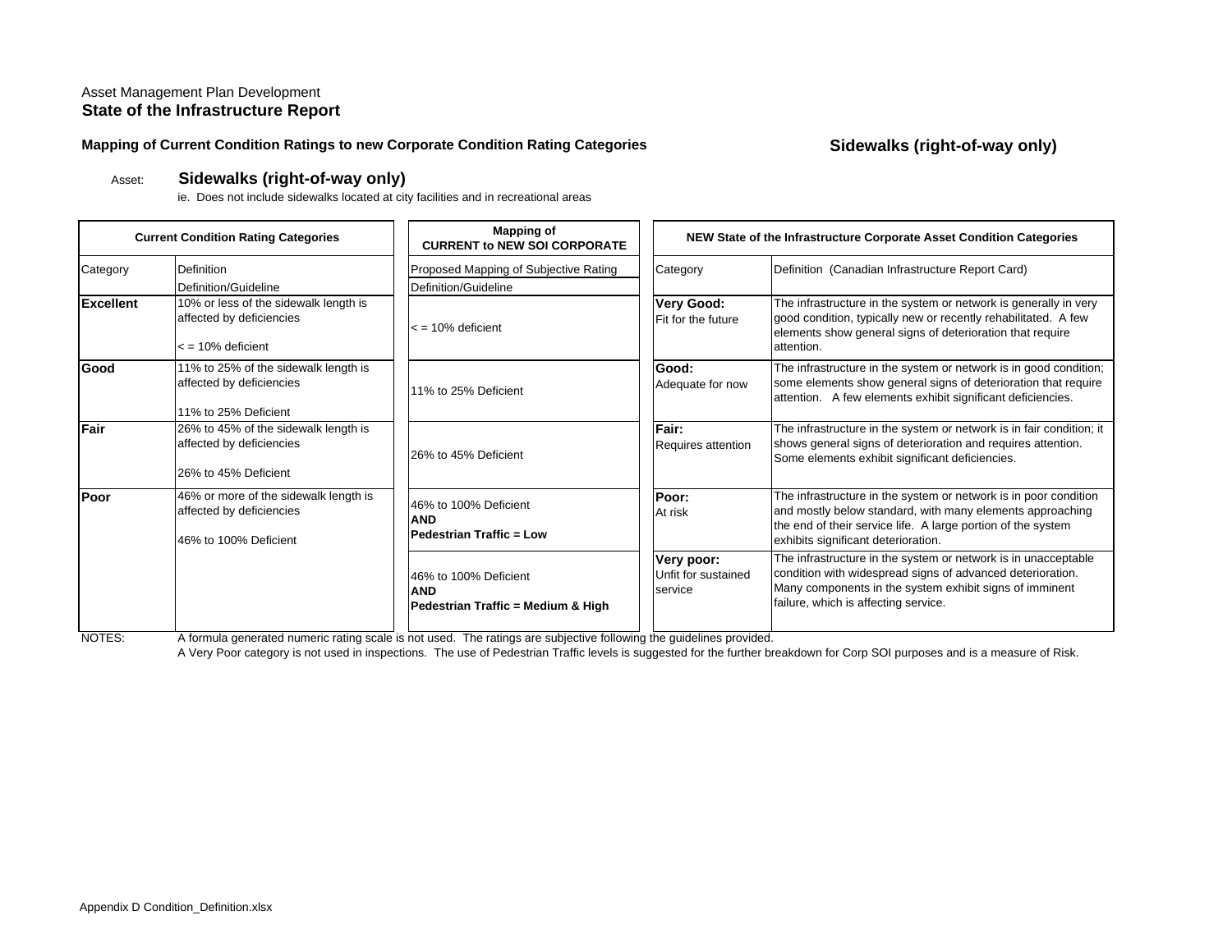Asset Management Plan Development

**State of the Infrastructure Report**

**Mapping of Current Condition Ratings to new Corporate Condition Rating Categories**

**Sidewalks (right-of-way only)**

Asset: **Sidewalks (right-of-way only)**

ie. Does not include sidewalks located at city facilities and in recreational areas

| Current Condition Rating Categories | | Mapping of CURRENT to NEW SOI CORPORATE | NEW State of the Infrastructure Corporate Asset Condition Categories | |
|---|---|---|---|---|
| Category | Definition<br>Definition/Guideline | Proposed Mapping of Subjective Rating<br>Definition/Guideline | Category | Definition (Canadian Infrastructure Report Card) |
| **Excellent** | 10% or less of the sidewalk length is affected by deficiencies<br><br>< = 10% deficient | < = 10% deficient | **Very Good:**<br>Fit for the future | The infrastructure in the system or network is generally in very good condition, typically new or recently rehabilitated. A few elements show general signs of deterioration that require attention. |
| **Good** | 11% to 25% of the sidewalk length is affected by deficiencies<br><br>11% to 25% Deficient | 11% to 25% Deficient | **Good:**<br>Adequate for now | The infrastructure in the system or network is in good condition; some elements show general signs of deterioration that require attention. A few elements exhibit significant deficiencies. |
| **Fair** | 26% to 45% of the sidewalk length is affected by deficiencies<br><br>26% to 45% Deficient | 26% to 45% Deficient | **Fair:**<br>Requires attention | The infrastructure in the system or network is in fair condition; it shows general signs of deterioration and requires attention. Some elements exhibit significant deficiencies. |
| **Poor** | 46% or more of the sidewalk length is affected by deficiencies<br><br>46% to 100% Deficient | 46% to 100% Deficient<br>**AND**<br>**Pedestrian Traffic = Low** | **Poor:**<br>At risk | The infrastructure in the system or network is in poor condition and mostly below standard, with many elements approaching the end of their service life. A large portion of the system exhibits significant deterioration. |
| | | 46% to 100% Deficient<br>**AND**<br>**Pedestrian Traffic = Medium & High** | **Very poor:**<br>Unfit for sustained service | The infrastructure in the system or network is in unacceptable condition with widespread signs of advanced deterioration. Many components in the system exhibit signs of imminent failure, which is affecting service. |

NOTES: A formula generated numeric rating scale is not used. The ratings are subjective following the guidelines provided.
A Very Poor category is not used in inspections. The use of Pedestrian Traffic levels is suggested for the further breakdown for Corp SOI purposes and is a measure of Risk.

Appendix D Condition_Definition.xlsx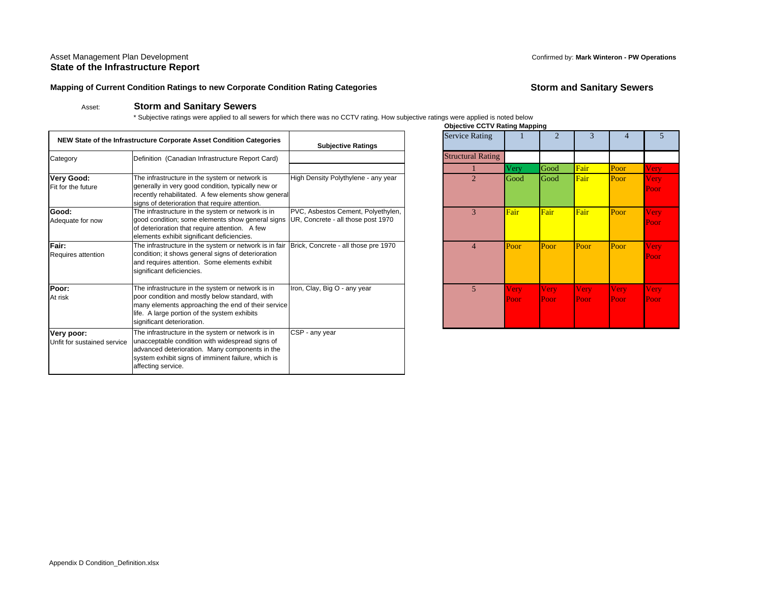Asset Management Plan Development

**State of the Infrastructure Report**

Confirmed by: **Mark Winteron - PW Operations**

### Mapping of Current Condition Ratings to new Corporate Condition Rating Categories

### Storm and Sanitary Sewers

Asset: **Storm and Sanitary Sewers**

* Subjective ratings were applied to all sewers for which there was no CCTV rating. How subjective ratings were applied is noted below

| NEW State of the Infrastructure Corporate Asset Condition Categories | | Subjective Ratings |
|---|---|---|
| Category | Definition (Canadian Infrastructure Report Card) | |
| **Very Good:** Fit for the future | The infrastructure in the system or network is generally in very good condition, typically new or recently rehabilitated. A few elements show general signs of deterioration that require attention. | High Density Polythylene - any year |
| **Good:** Adequate for now | The infrastructure in the system or network is in good condition; some elements show general signs of deterioration that require attention. A few elements exhibit significant deficiencies. | PVC, Asbestos Cement, Polyethylen, UR, Concrete - all those post 1970 |
| **Fair:** Requires attention | The infrastructure in the system or network is in fair condition; it shows general signs of deterioration and requires attention. Some elements exhibit significant deficiencies. | Brick, Concrete - all those pre 1970 |
| **Poor:** At risk | The infrastructure in the system or network is in poor condition and mostly below standard, with many elements approaching the end of their service life. A large portion of the system exhibits significant deterioration. | Iron, Clay, Big O - any year |
| **Very poor:** Unfit for sustained service | The infrastructure in the system or network is in unacceptable condition with widespread signs of advanced deterioration. Many components in the system exhibit signs of imminent failure, which is affecting service. | CSP - any year |

**Objective CCTV Rating Mapping**

| Service Rating | 1 | 2 | 3 | 4 | 5 |
|---|---|---|---|---|---|
| Structural Rating | | | | | |
| 1 | Very | Good | Fair | Poor | Very |
| 2 | Good | Good | Fair | Poor | Very Poor |
| 3 | Fair | Fair | Fair | Poor | Very Poor |
| 4 | Poor | Poor | Poor | Poor | Very Poor |
| 5 | Very Poor | Very Poor | Very Poor | Very Poor | Very Poor |

Appendix D Condition_Definition.xlsx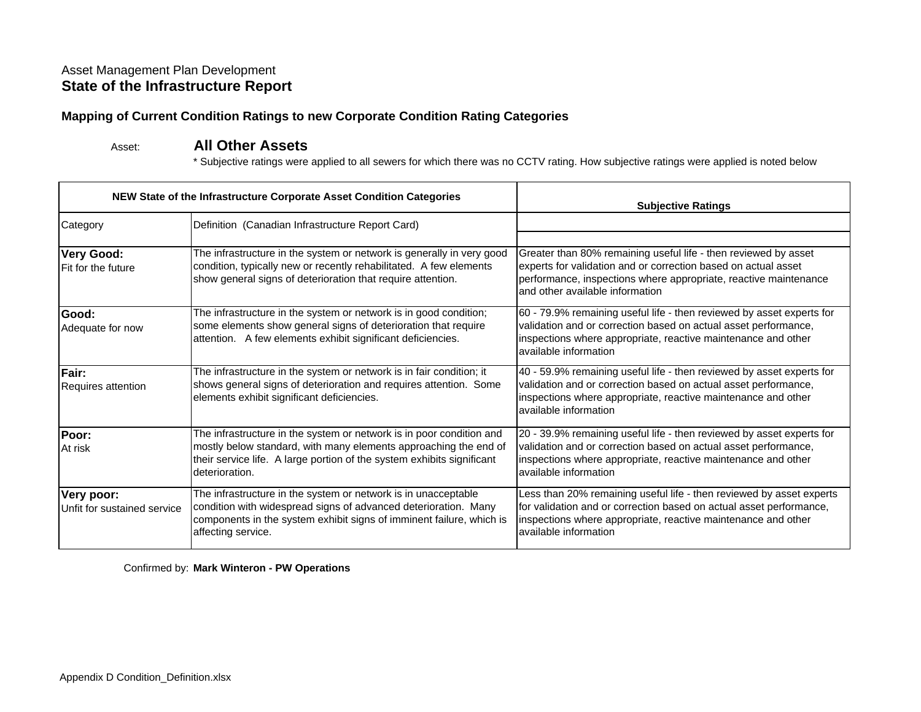Asset Management Plan Development

**State of the Infrastructure Report**

**Mapping of Current Condition Ratings to new Corporate Condition Rating Categories**

Asset: **All Other Assets**

* Subjective ratings were applied to all sewers for which there was no CCTV rating. How subjective ratings were applied is noted below

| NEW State of the Infrastructure Corporate Asset Condition Categories | | Subjective Ratings |
|---|---|---|
| Category | Definition (Canadian Infrastructure Report Card) | |
| **Very Good:** Fit for the future | The infrastructure in the system or network is generally in very good condition, typically new or recently rehabilitated. A few elements show general signs of deterioration that require attention. | Greater than 80% remaining useful life - then reviewed by asset experts for validation and or correction based on actual asset performance, inspections where appropriate, reactive maintenance and other available information |
| **Good:** Adequate for now | The infrastructure in the system or network is in good condition; some elements show general signs of deterioration that require attention. A few elements exhibit significant deficiencies. | 60 - 79.9% remaining useful life - then reviewed by asset experts for validation and or correction based on actual asset performance, inspections where appropriate, reactive maintenance and other available information |
| **Fair:** Requires attention | The infrastructure in the system or network is in fair condition; it shows general signs of deterioration and requires attention. Some elements exhibit significant deficiencies. | 40 - 59.9% remaining useful life - then reviewed by asset experts for validation and or correction based on actual asset performance, inspections where appropriate, reactive maintenance and other available information |
| **Poor:** At risk | The infrastructure in the system or network is in poor condition and mostly below standard, with many elements approaching the end of their service life. A large portion of the system exhibits significant deterioration. | 20 - 39.9% remaining useful life - then reviewed by asset experts for validation and or correction based on actual asset performance, inspections where appropriate, reactive maintenance and other available information |
| **Very poor:** Unfit for sustained service | The infrastructure in the system or network is in unacceptable condition with widespread signs of advanced deterioration. Many components in the system exhibit signs of imminent failure, which is affecting service. | Less than 20% remaining useful life - then reviewed by asset experts for validation and or correction based on actual asset performance, inspections where appropriate, reactive maintenance and other available information |

Confirmed by: **Mark Winteron - PW Operations**

Appendix D Condition_Definition.xlsx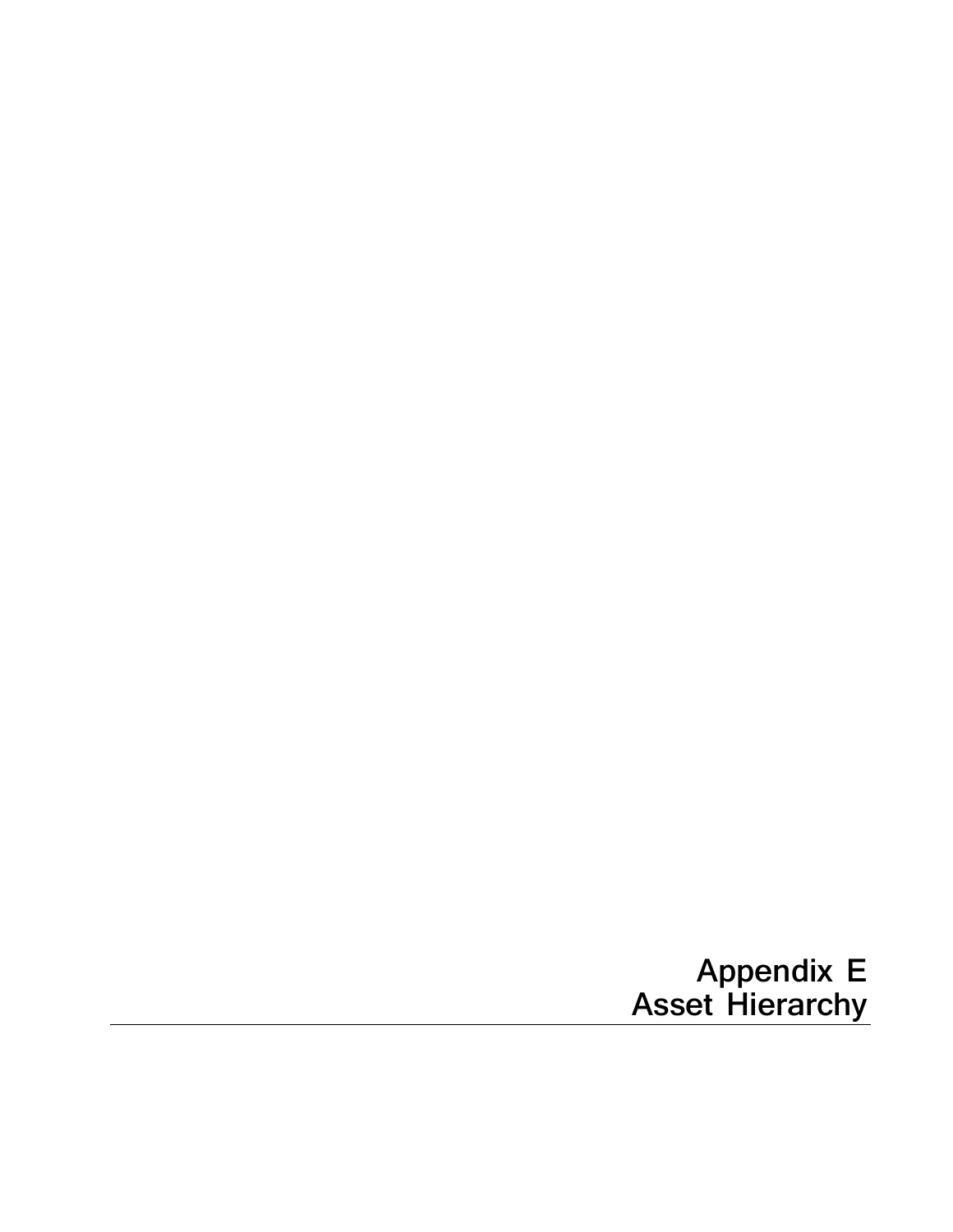# Appendix E
# Asset Hierarchy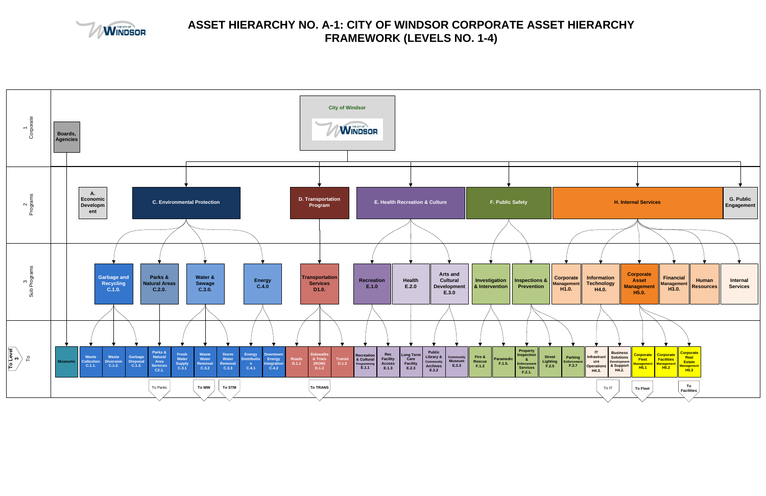# ASSET HIERARCHY NO. A-1: CITY OF WINDSOR CORPORATE ASSET HIERARCHY FRAMEWORK (LEVELS NO. 1-4)

**Level 1 – Corporate**

- City of Windsor
- Boards, Agencies

**Level 2 – Programs**

- A. Economic Development
- C. Environmental Protection
- D. Transportation Program
- E. Health Recreation & Culture
- F. Public Safety
- H. Internal Services
- G. Public Engagement

**Level 3 – Sub Programs**

| Program | Sub Programs | To Level 3 |
|---|---|---|
| Boards, Agencies | | Museums |
| C. Environmental Protection | Garbage and Recycling C.1.0. | Waste Collection C.1.1.; Waste Diversion C.1.2.; Garbage Disposal C.1.3. |
| | Parks & Natural Areas C.2.0. | Parks & Natural Area Services C2.1. (To Parks) |
| | Water & Sewage C.3.0. | Fresh Water Supply C.3.1; Waste Water Removal C.3.2 (To WW); Storm Water Removal C.3.3 (To STM) |
| | Energy C.4.0 | Energy Distribution C.4.1; Downtown Energy Integration C.4.2 |
| D. Transportation Program | Transportation Services D1.0. | Roads D.1.1; Sidewalks & Trials (ROW) D.1.2 (To TRANS); Transit D.1.3 |
| E. Health Recreation & Culture | Recreation E.1.0 | Recreation & Cultural Programming E.1.1; Rec Facility Access E.1.3 |
| | Health E.2.0 | Long Term Care Facility E.2.3 |
| | Arts and Cultural Development E.3.0 | Public Library & Community Archives E.3.2; Community Museum E.3.3 |
| F. Public Safety | Investigation & Intervention | Fire & Rescue F.1.3; Paramedic F.1.5. |
| | Inspections & Prevention | Property Inspection & Enforcement Services F.2.1.; Street Lighting F.2.5; Parking Enforcement F.2.7 |
| H. Internal Services | Corporate Management H1.0. | |
| | Information Technology H4.0. | IT Infrastructure Operations H4.3. (To IT); Business Solutions Development & Support H4.2. |
| | Corporate Asset Management H5.0. | Corporate Fleet Management H5.1 (To Fleet); Corporate Facilities Management H5.2; Corporate Real Estate Management H5.3 (To Facilities) |
| | Financial Management H3.0. | |
| | Human Resources | |
| | Internal Services | |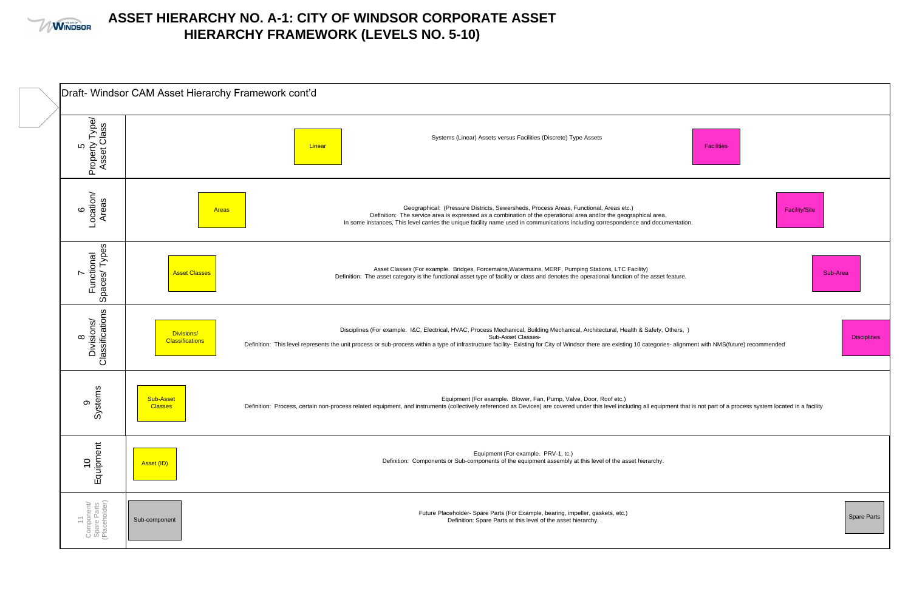# ASSET HIERARCHY NO. A-1: CITY OF WINDSOR CORPORATE ASSET HIERARCHY FRAMEWORK (LEVELS NO. 5-10)

Draft- Windsor CAM Asset Hierarchy Framework cont'd

| Level | Linear | Description | Facilities |
|---|---|---|---|
| 5 Property Type/ Asset Class | Linear | Systems (Linear) Assets versus Facilities (Discrete) Type Assets | Facilities |
| 6 Location/ Areas | Areas | Geographical: (Pressure Districts, Sewersheds, Process Areas, Functional, Areas etc.) Definition: The service area is expressed as a combination of the operational area and/or the geographical area. In some instances, This level carries the unique facility name used in communications including correspondence and documentation. | Facility/Site |
| 7 Functional Spaces/ Types | Asset Classes | Asset Classes (For example. Bridges, Forcemains,Watermains, MERF, Pumping Stations, LTC Facility) Definition: The asset category is the functional asset type of facility or class and denotes the operational function of the asset feature. | Sub-Area |
| 8 Divisions/ Classifications | Divisions/ Classifications | Disciplines (For example. I&C, Electrical, HVAC, Process Mechanical, Building Mechanical, Architectural, Health & Safety, Others, ) Sub-Asset Classes- Definition: This level represents the unit process or sub-process within a type of infrastructure facility- Existing for City of Windsor there are existing 10 categories- alignment with NMS(future) recommended | Disciplines |
| 9 Systems | Sub-Asset Classes | Equipment (For example. Blower, Fan, Pump, Valve, Door, Roof etc.) Definition: Process, certain non-process related equipment, and instruments (collectively referenced as Devices) are covered under this level including all equipment that is not part of a process system located in a facility | |
| 10 Equipment | Asset (ID) | Equipment (For example. PRV-1, tc.) Definition: Components or Sub-components of the equipment assembly at this level of the asset hierarchy. | |
| 11 Component/ Spare Parts (Placeholder) | Sub-component | Future Placeholder- Spare Parts (For Example, bearing, impeller, gaskets, etc.) Definition: Spare Parts at this level of the asset hierarchy. | Spare Parts |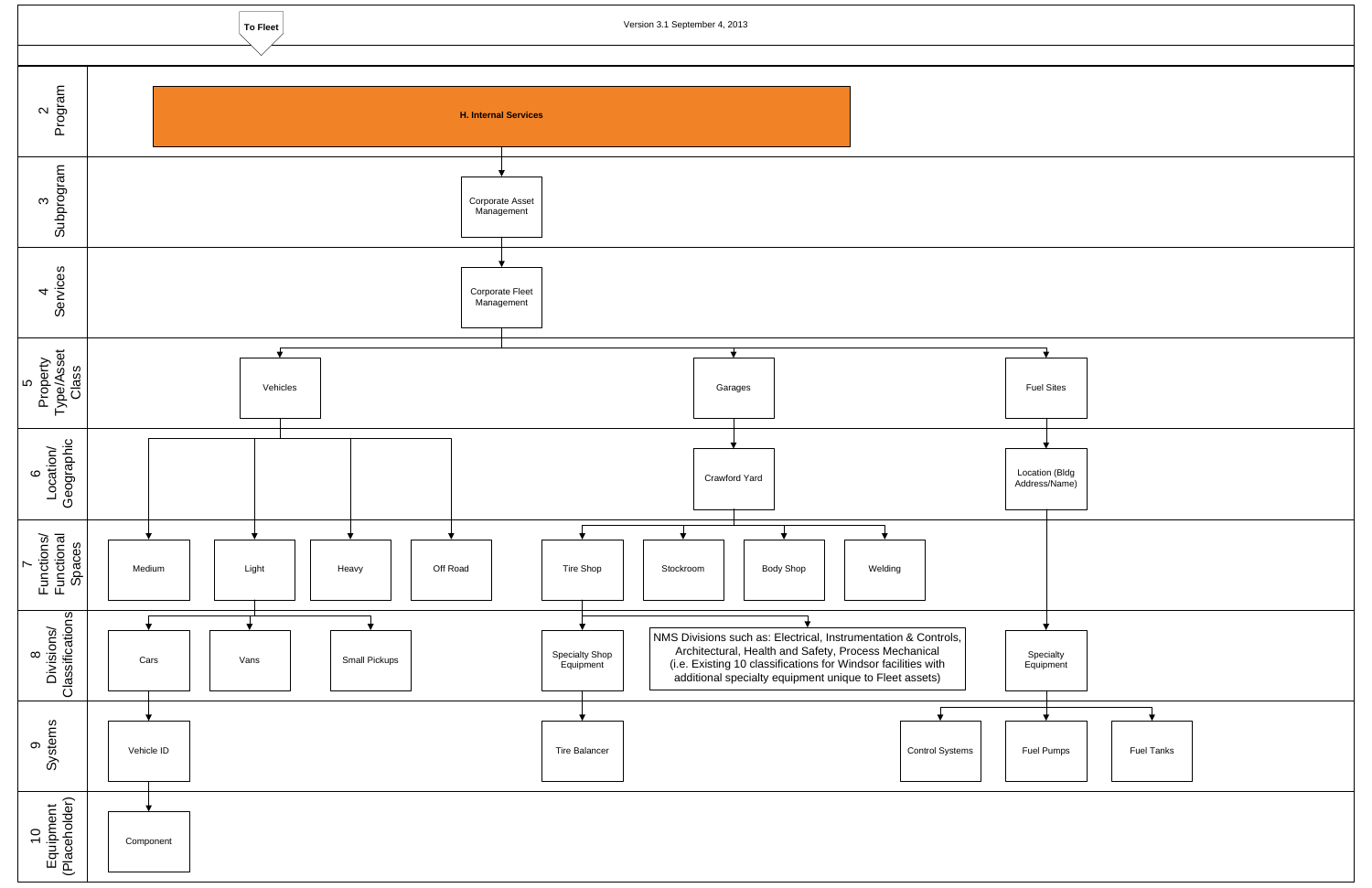To Fleet

Version 3.1 September 4, 2013

**2 Program**

- **H. Internal Services**

**3 Subprogram**

- Corporate Asset Management

**4 Services**

- Corporate Fleet Management

**5 Property Type/Asset Class**

- Vehicles
- Garages
- Fuel Sites

**6 Location/ Geographic**

- Garages → Crawford Yard
- Fuel Sites → Location (Bldg Address/Name)

**7 Functions/ Functional Spaces**

- Vehicles → Medium, Light, Heavy, Off Road
- Crawford Yard → Tire Shop, Stockroom, Body Shop, Welding

**8 Divisions/ Classifications**

- Light → Cars, Vans, Small Pickups
- Tire Shop → Specialty Shop Equipment; NMS Divisions such as: Electrical, Instrumentation & Controls, Architectural, Health and Safety, Process Mechanical (i.e. Existing 10 classifications for Windsor facilities with additional specialty equipment unique to Fleet assets)
- Location (Bldg Address/Name) → Specialty Equipment

**9 Systems**

- Cars → Vehicle ID
- Specialty Shop Equipment → Tire Balancer
- Specialty Equipment → Control Systems, Fuel Pumps, Fuel Tanks

**10 Equipment (Placeholder)**

- Vehicle ID → Component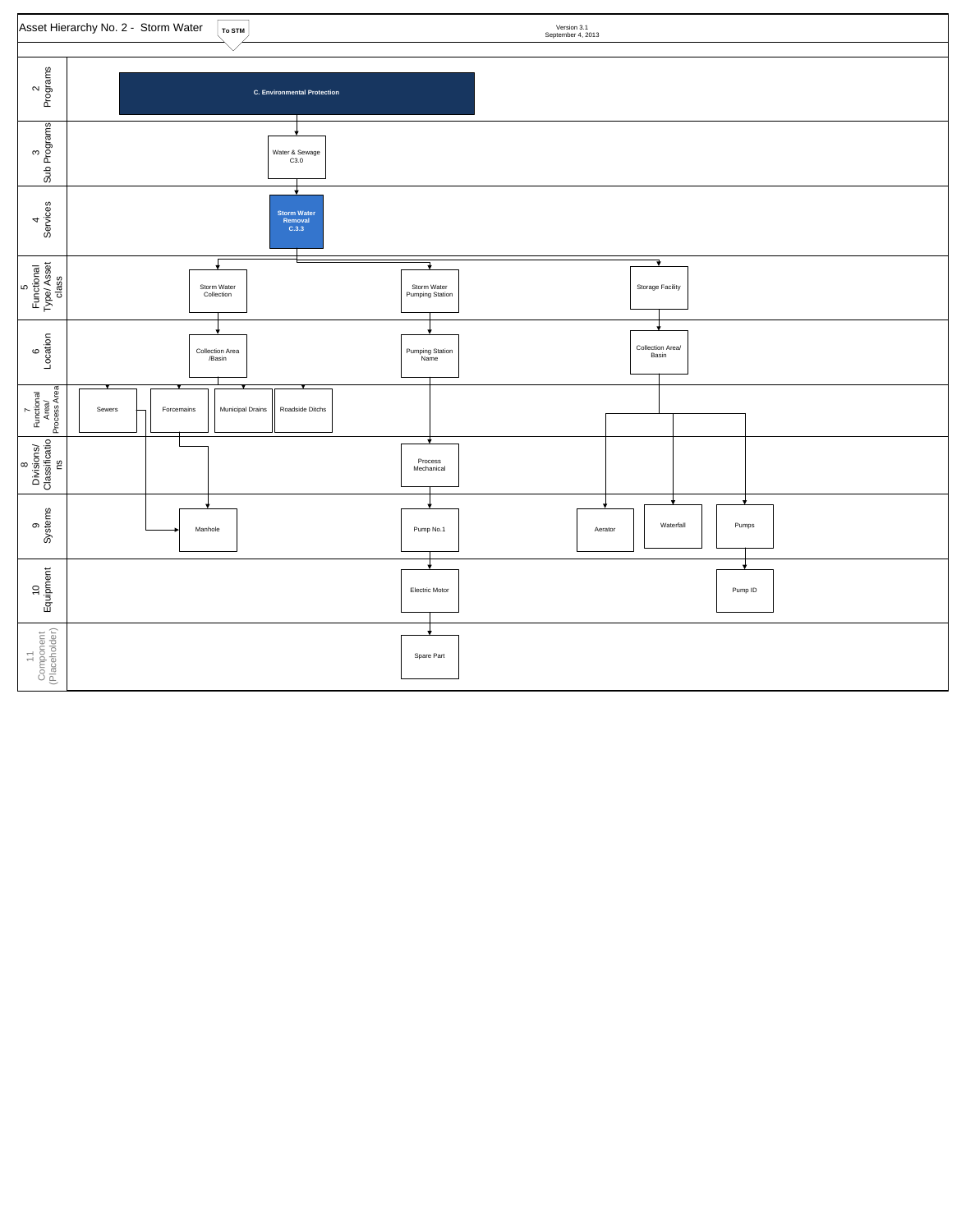# Asset Hierarchy No. 2 - Storm Water

To STM

Version 3.1
September 4, 2013

| Level | | | |
|---|---|---|---|
| 2 Programs | C. Environmental Protection | | |
| 3 Sub Programs | Water & Sewage C3.0 | | |
| 4 Services | Storm Water Removal C.3.3 | | |
| 5 Functional Type/ Asset class | Storm Water Collection | Storm Water Pumping Station | Storage Facility |
| 6 Location | Collection Area /Basin | Pumping Station Name | Collection Area/ Basin |
| 7 Functional Area/ Process Area | Sewers; Forcemains; Municipal Drains; Roadside Ditchs | | |
| 8 Divisions/ Classifications | | Process Mechanical | |
| 9 Systems | Manhole | Pump No.1 | Aerator; Waterfall; Pumps |
| 10 Equipment | | Electric Motor | Pump ID |
| 11 Component (Placeholder) | | Spare Part | |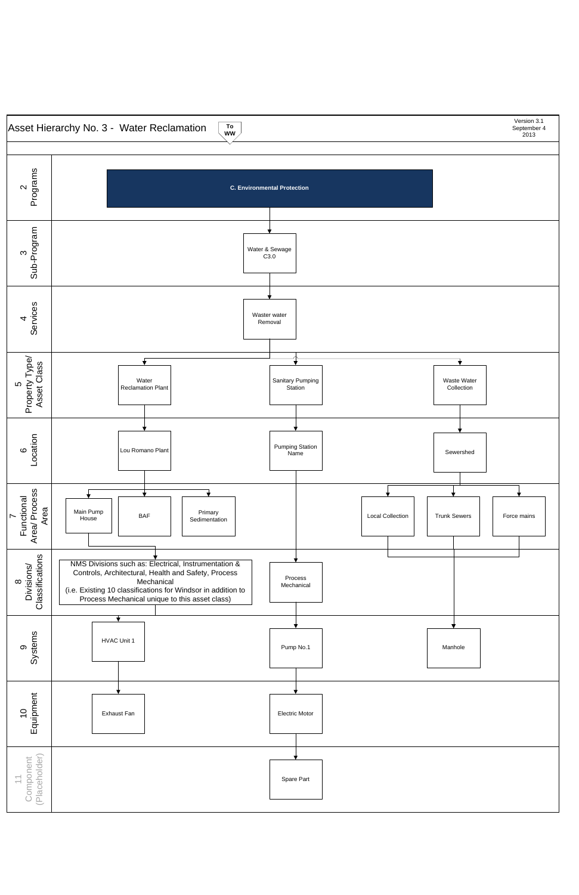# Asset Hierarchy No. 3 - Water Reclamation

To WW

Version 3.1
September 4 2013

| Level | Water Reclamation Plant branch | Sanitary Pumping Station branch | Waste Water Collection branch |
|---|---|---|---|
| 2 Programs | C. Environmental Protection | | |
| 3 Sub-Program | Water & Sewage C3.0 | | |
| 4 Services | Waster water Removal | | |
| 5 Property Type/ Asset Class | Water Reclamation Plant | Sanitary Pumping Station | Waste Water Collection |
| 6 Location | Lou Romano Plant | Pumping Station Name | Sewershed |
| 7 Functional Area/ Process Area | Main Pump House; BAF; Primary Sedimentation | | Local Collection; Trunk Sewers; Force mains |
| 8 Divisions/ Classifications | NMS Divisions such as: Electrical, Instrumentation & Controls, Architectural, Health and Safety, Process Mechanical (i.e. Existing 10 classifications for Windsor in addition to Process Mechanical unique to this asset class) | Process Mechanical | |
| 9 Systems | HVAC Unit 1 | Pump No.1 | Manhole |
| 10 Equipment | Exhaust Fan | Electric Motor | |
| 11 Component (Placeholder) | | Spare Part | |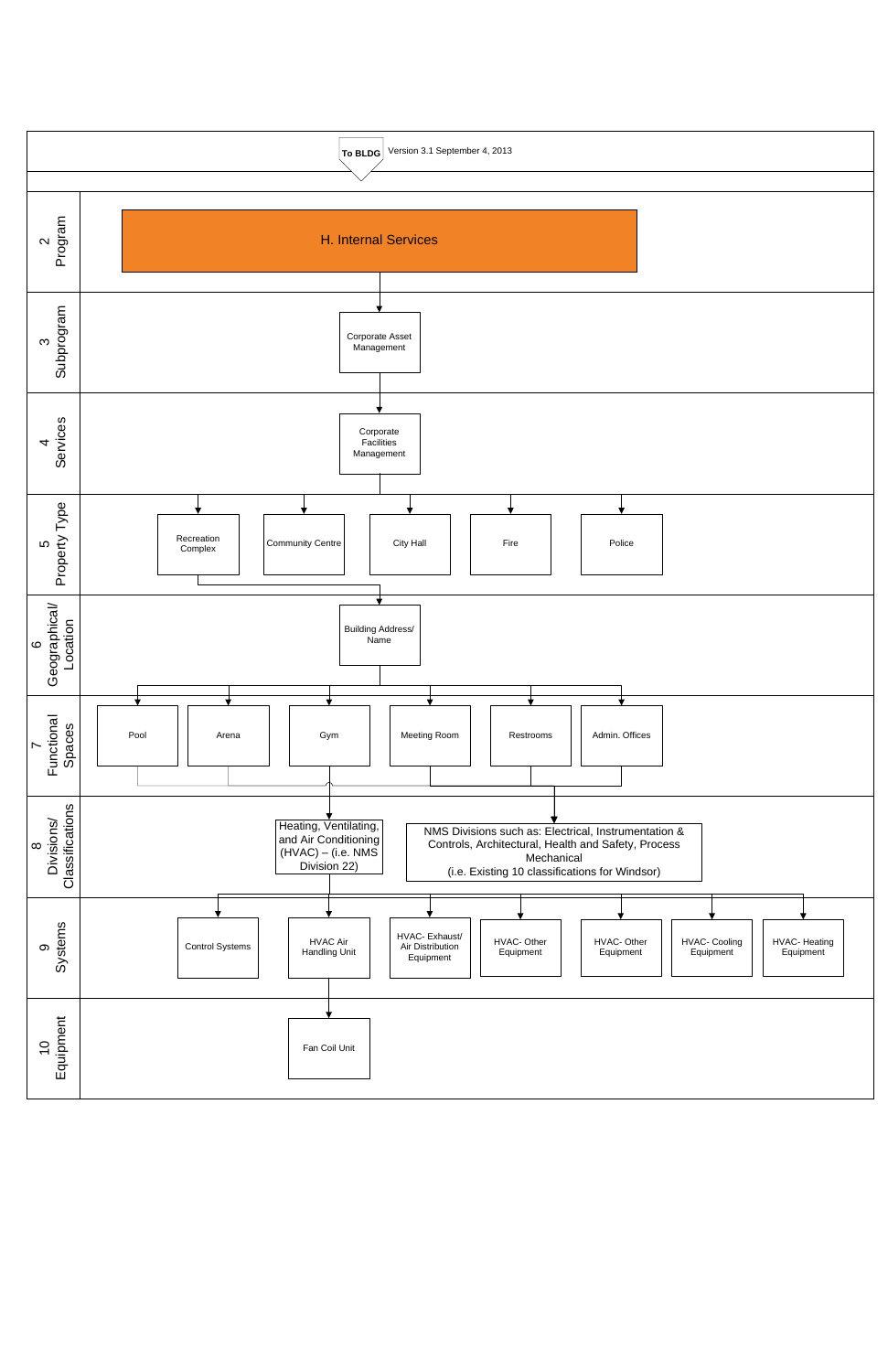To BLDG

Version 3.1 September 4, 2013

| Level | Content |
| --- | --- |
| 2 Program | H. Internal Services |
| 3 Subprogram | Corporate Asset Management |
| 4 Services | Corporate Facilities Management |
| 5 Property Type | Recreation Complex; Community Centre; City Hall; Fire; Police |
| 6 Geographical/ Location | Building Address/ Name |
| 7 Functional Spaces | Pool; Arena; Gym; Meeting Room; Restrooms; Admin. Offices |
| 8 Divisions/ Classifications | Heating, Ventilating, and Air Conditioning (HVAC) – (i.e. NMS Division 22); NMS Divisions such as: Electrical, Instrumentation & Controls, Architectural, Health and Safety, Process Mechanical (i.e. Existing 10 classifications for Windsor) |
| 9 Systems | Control Systems; HVAC Air Handling Unit; HVAC- Exhaust/ Air Distribution Equipment; HVAC- Other Equipment; HVAC- Other Equipment; HVAC- Cooling Equipment; HVAC- Heating Equipment |
| 10 Equipment | Fan Coil Unit |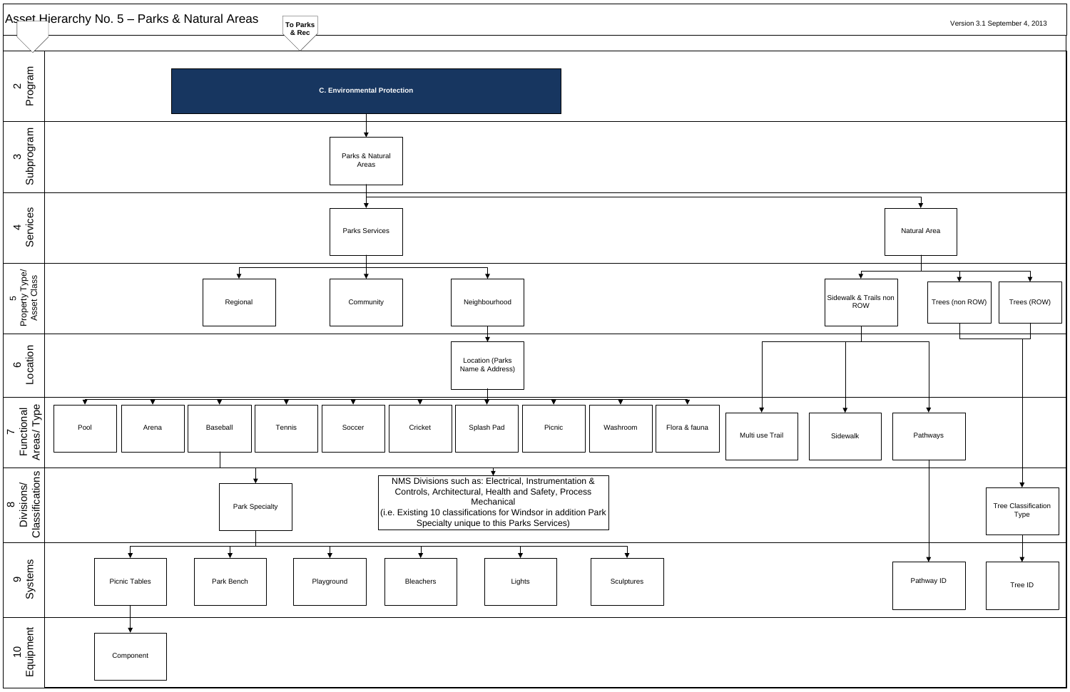# Asset Hierarchy No. 5 – Parks & Natural Areas

To Parks & Rec

Version 3.1 September 4, 2013

**2 Program**

- C. Environmental Protection

**3 Subprogram**

- Parks & Natural Areas

**4 Services**

- Parks Services
- Natural Area

**5 Property Type/ Asset Class**

- Regional
- Community
- Neighbourhood
- Sidewalk & Trails non ROW
- Trees (non ROW)
- Trees (ROW)

**6 Location**

- Location (Parks Name & Address)

**7 Functional Areas/ Type**

- Pool
- Arena
- Baseball
- Tennis
- Soccer
- Cricket
- Splash Pad
- Picnic
- Washroom
- Flora & fauna
- Multi use Trail
- Sidewalk
- Pathways

**8 Divisions/ Classifications**

- Park Specialty
- NMS Divisions such as: Electrical, Instrumentation & Controls, Architectural, Health and Safety, Process Mechanical (i.e. Existing 10 classifications for Windsor in addition Park Specialty unique to this Parks Services)
- Tree Classification Type

**9 Systems**

- Picnic Tables
- Park Bench
- Playground
- Bleachers
- Lights
- Sculptures
- Pathway ID
- Tree ID

**10 Equipment**

- Component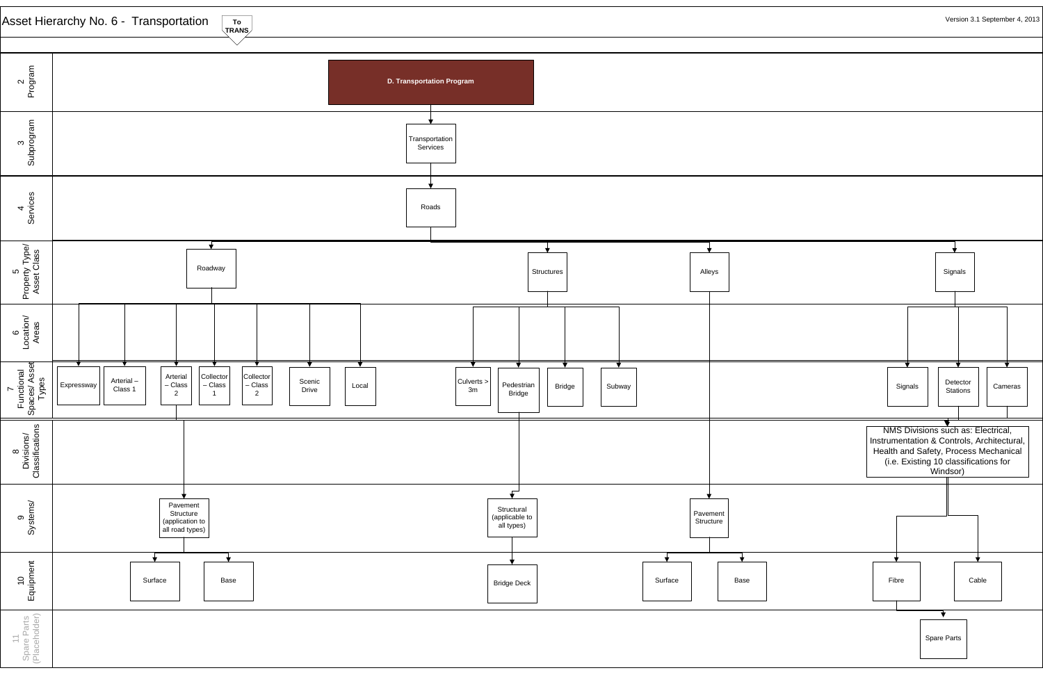# Asset Hierarchy No. 6 - Transportation

To TRANS

Version 3.1 September 4, 2013

**2 Program**

- **D. Transportation Program**

**3 Subprogram**

- Transportation Services

**4 Services**

- Roads

**5 Property Type/ Asset Class**

- Roadway
- Structures
- Alleys
- Signals

**6 Location/ Areas**

**7 Functional Spaces/ Asset Types**

- Roadway:
  - Expressway
  - Arterial – Class 1
  - Arterial – Class 2
  - Collector – Class 1
  - Collector – Class 2
  - Scenic Drive
  - Local
- Structures:
  - Culverts > 3m
  - Pedestrian Bridge
  - Bridge
  - Subway
- Signals:
  - Signals
  - Detector Stations
  - Cameras

**8 Divisions/ Classifications**

- NMS Divisions such as: Electrical, Instrumentation & Controls, Architectural, Health and Safety, Process Mechanical (i.e. Existing 10 classifications for Windsor)

**9 Systems/**

- Pavement Structure (application to all road types)
- Structural (applicable to all types)
- Pavement Structure

**10 Equipment**

- Pavement Structure (application to all road types):
  - Surface
  - Base
- Structural (applicable to all types):
  - Bridge Deck
- Pavement Structure (Alleys):
  - Surface
  - Base
- NMS Divisions:
  - Fibre
  - Cable

**11 Spare Parts (Placeholder)**

- Spare Parts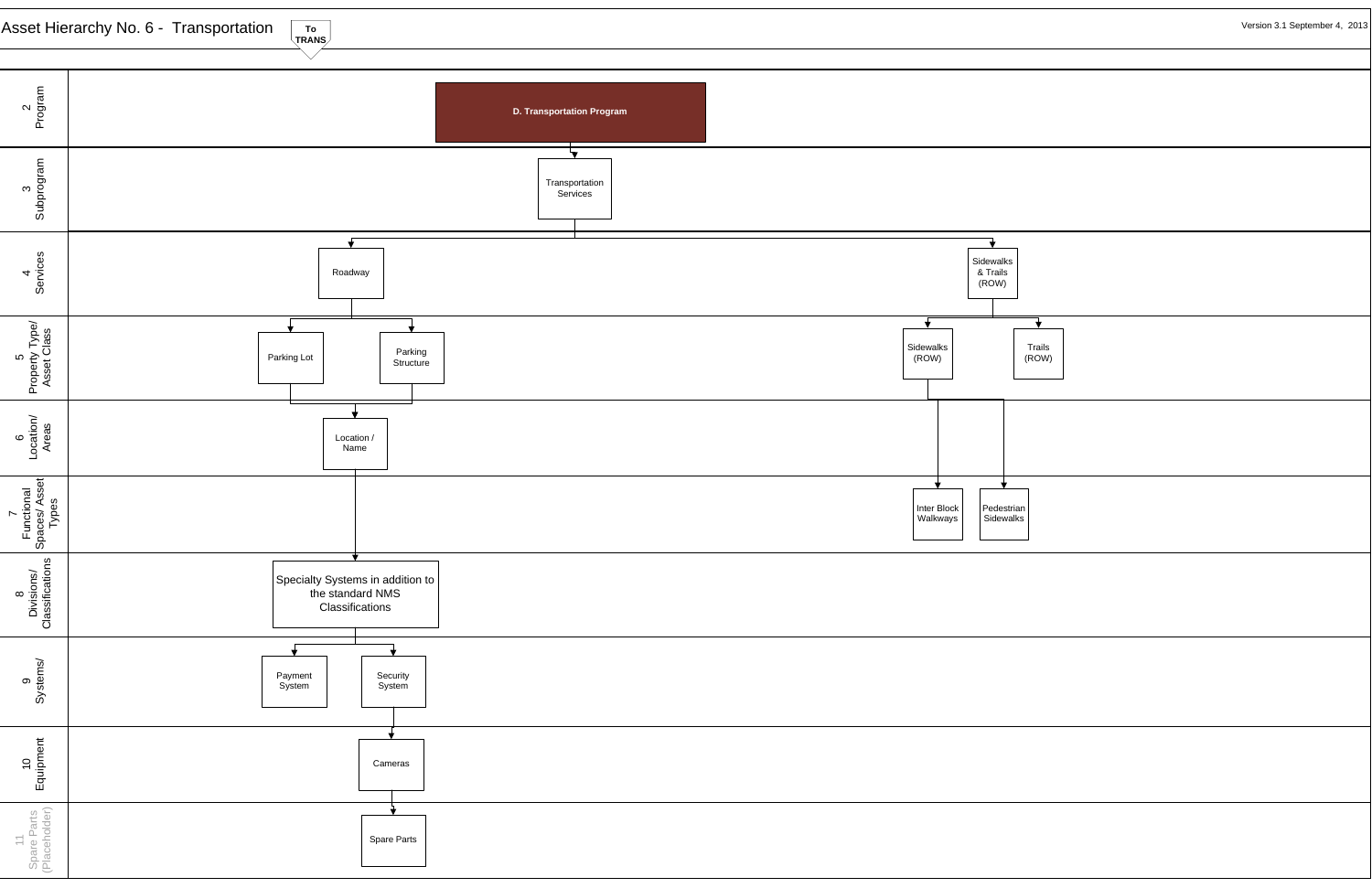# Asset Hierarchy No. 6 - Transportation

To TRANS

Version 3.1 September 4, 2013

| Level | Content |
|---|---|
| 2 Program | D. Transportation Program |
| 3 Subprogram | Transportation Services |
| 4 Services | Roadway; Sidewalks & Trails (ROW) |
| 5 Property Type/ Asset Class | Parking Lot; Parking Structure (under Roadway); Sidewalks (ROW); Trails (ROW) (under Sidewalks & Trails (ROW)) |
| 6 Location/ Areas | Location / Name (under Parking Lot and Parking Structure) |
| 7 Functional Spaces/ Asset Types | Inter Block Walkways; Pedestrian Sidewalks (under Sidewalks (ROW)) |
| 8 Divisions/ Classifications | Specialty Systems in addition to the standard NMS Classifications (under Location / Name) |
| 9 Systems/ | Payment System; Security System |
| 10 Equipment | Cameras (under Security System) |
| 11 Spare Parts (Placeholder) | Spare Parts (under Cameras) |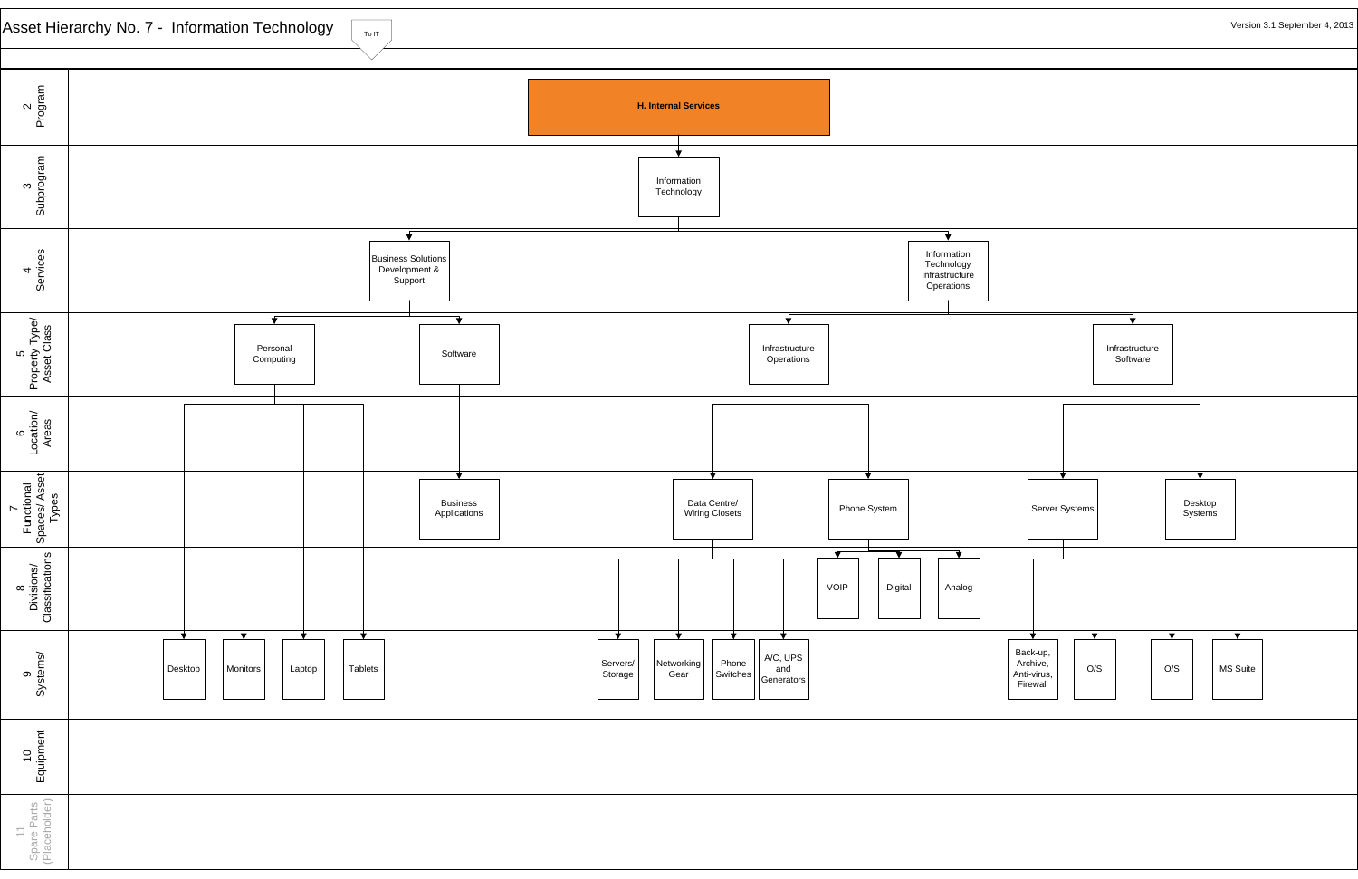# Asset Hierarchy No. 7 - Information Technology

To IT

Version 3.1 September 4, 2013

**2 Program**

- **H. Internal Services**

**3 Subprogram**

- Information Technology

**4 Services**

- Business Solutions Development & Support
- Information Technology Infrastructure Operations

**5 Property Type/ Asset Class**

- Personal Computing
- Software
- Infrastructure Operations
- Infrastructure Software

**6 Location/ Areas**

**7 Functional Spaces/ Asset Types**

- Business Applications
- Data Centre/ Wiring Closets
- Phone System
- Server Systems
- Desktop Systems

**8 Divisions/ Classifications**

- VOIP
- Digital
- Analog

**9 Systems/**

- Desktop
- Monitors
- Laptop
- Tablets
- Servers/ Storage
- Networking Gear
- Phone Switches
- A/C, UPS and Generators
- Back-up, Archive, Anti-virus, Firewall
- O/S
- O/S
- MS Suite

**10 Equipment**

**11 Spare Parts (Placeholder)**